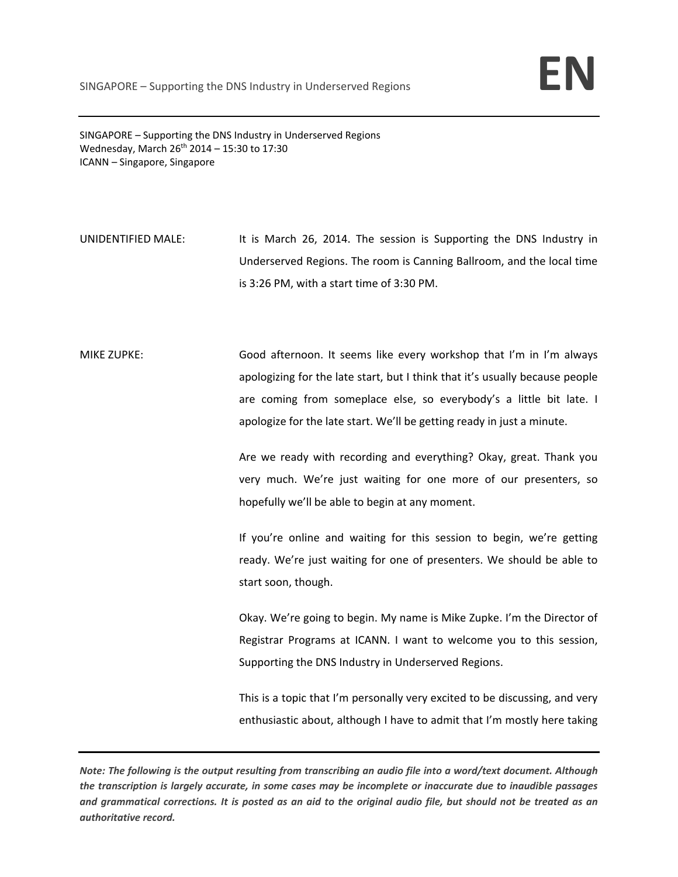SINGAPORE – Supporting the DNS Industry in Underserved Regions
Wednesday, March 26th 2014 – 15:30 to 17:30
ICANN – Singapore, Singapore

UNIDENTIFIED MALE: It is March 26, 2014. The session is Supporting the DNS Industry in Underserved Regions. The room is Canning Ballroom, and the local time is 3:26 PM, with a start time of 3:30 PM.

MIKE ZUPKE: Good afternoon. It seems like every workshop that I'm in I'm always apologizing for the late start, but I think that it's usually because people are coming from someplace else, so everybody's a little bit late. I apologize for the late start. We'll be getting ready in just a minute.

Are we ready with recording and everything? Okay, great. Thank you very much. We're just waiting for one more of our presenters, so hopefully we'll be able to begin at any moment.

If you're online and waiting for this session to begin, we're getting ready. We're just waiting for one of presenters. We should be able to start soon, though.

Okay. We're going to begin. My name is Mike Zupke. I'm the Director of Registrar Programs at ICANN. I want to welcome you to this session, Supporting the DNS Industry in Underserved Regions.

This is a topic that I'm personally very excited to be discussing, and very enthusiastic about, although I have to admit that I'm mostly here taking

***Note: The following is the output resulting from transcribing an audio file into a word/text document. Although the transcription is largely accurate, in some cases may be incomplete or inaccurate due to inaudible passages and grammatical corrections. It is posted as an aid to the original audio file, but should not be treated as an authoritative record.***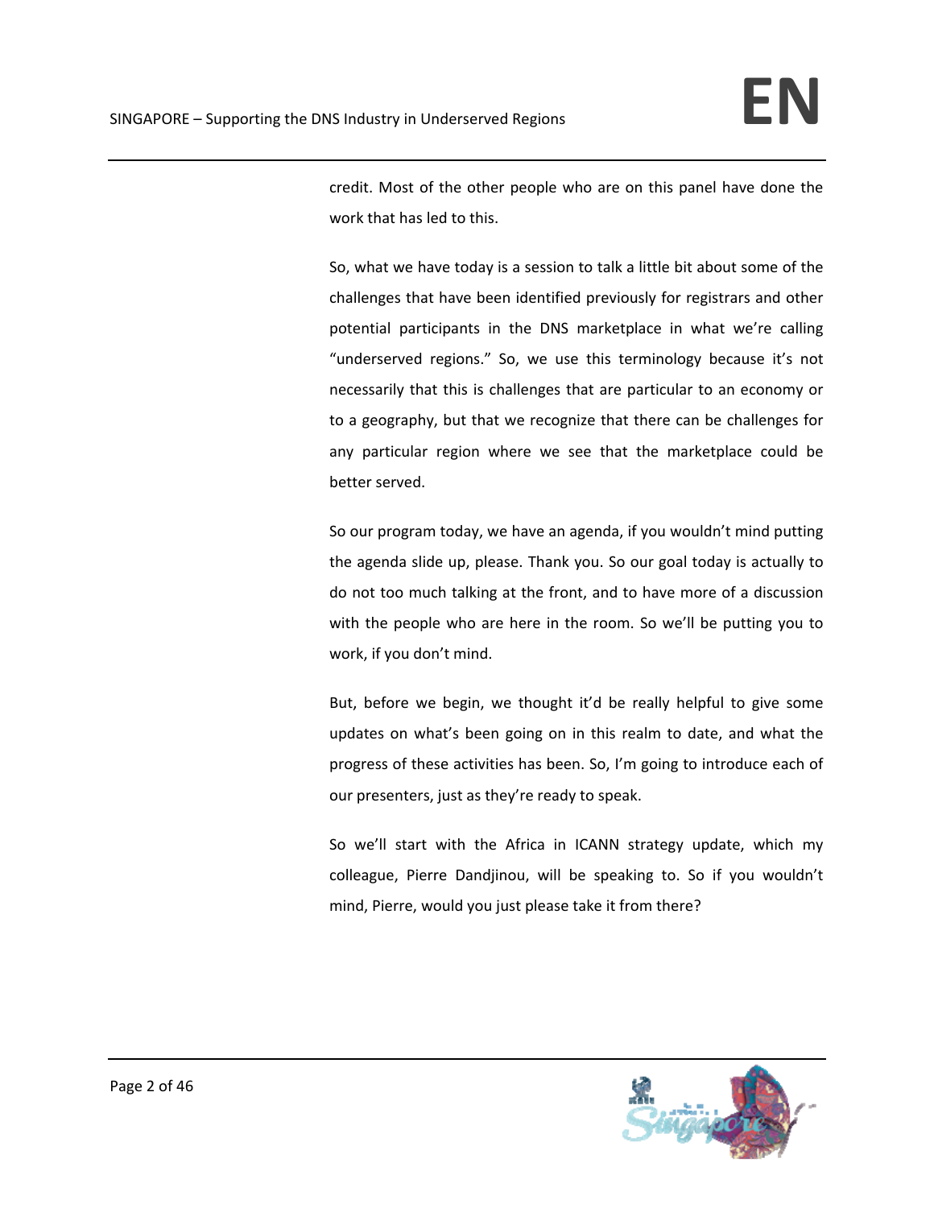credit. Most of the other people who are on this panel have done the work that has led to this.

So, what we have today is a session to talk a little bit about some of the challenges that have been identified previously for registrars and other potential participants in the DNS marketplace in what we're calling "underserved regions." So, we use this terminology because it's not necessarily that this is challenges that are particular to an economy or to a geography, but that we recognize that there can be challenges for any particular region where we see that the marketplace could be better served.

So our program today, we have an agenda, if you wouldn't mind putting the agenda slide up, please. Thank you. So our goal today is actually to do not too much talking at the front, and to have more of a discussion with the people who are here in the room. So we'll be putting you to work, if you don't mind.

But, before we begin, we thought it'd be really helpful to give some updates on what's been going on in this realm to date, and what the progress of these activities has been. So, I'm going to introduce each of our presenters, just as they're ready to speak.

So we'll start with the Africa in ICANN strategy update, which my colleague, Pierre Dandjinou, will be speaking to. So if you wouldn't mind, Pierre, would you just please take it from there?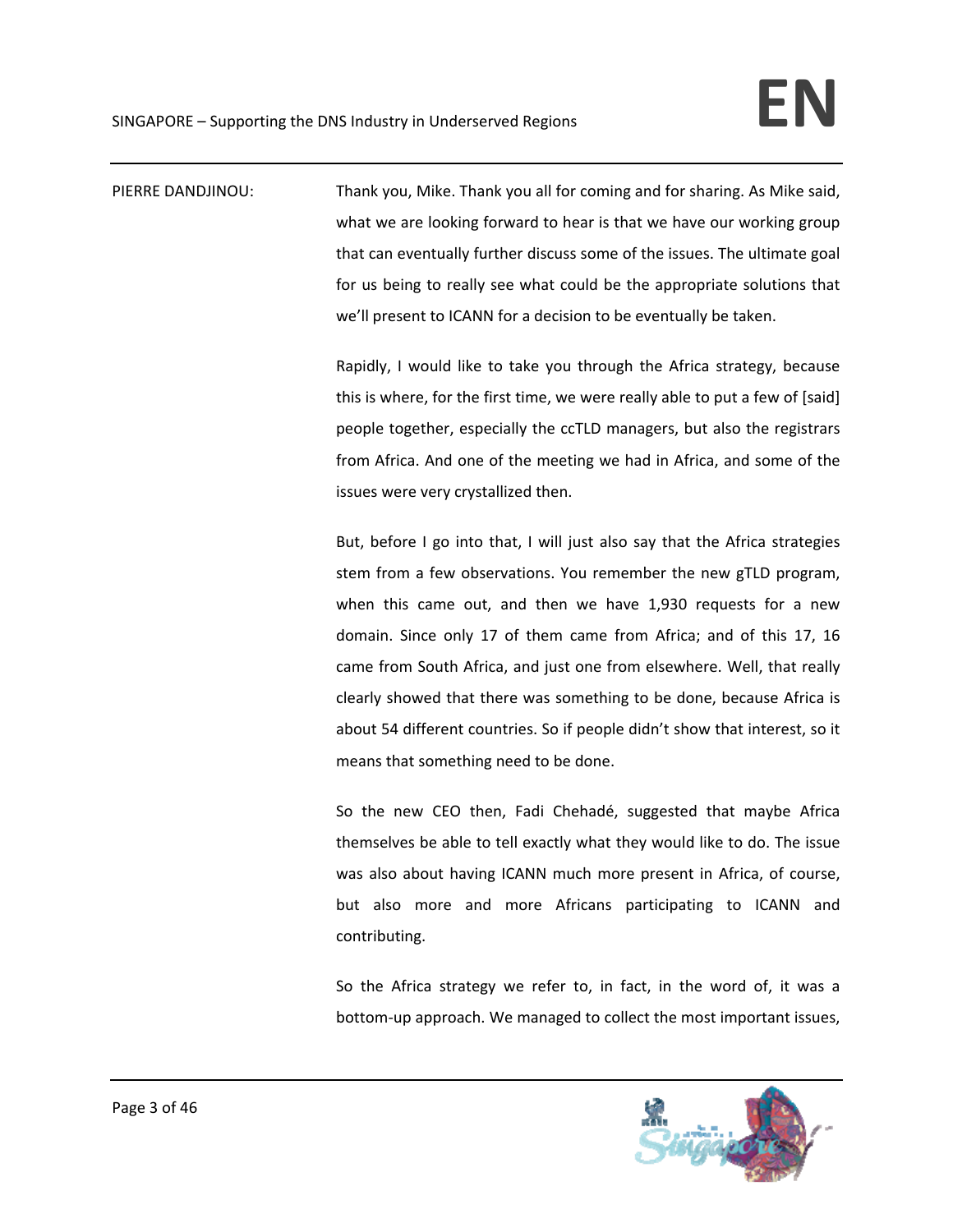PIERRE DANDJINOU: Thank you, Mike. Thank you all for coming and for sharing. As Mike said, what we are looking forward to hear is that we have our working group that can eventually further discuss some of the issues. The ultimate goal for us being to really see what could be the appropriate solutions that we'll present to ICANN for a decision to be eventually be taken.

Rapidly, I would like to take you through the Africa strategy, because this is where, for the first time, we were really able to put a few of [said] people together, especially the ccTLD managers, but also the registrars from Africa. And one of the meeting we had in Africa, and some of the issues were very crystallized then.

But, before I go into that, I will just also say that the Africa strategies stem from a few observations. You remember the new gTLD program, when this came out, and then we have 1,930 requests for a new domain. Since only 17 of them came from Africa; and of this 17, 16 came from South Africa, and just one from elsewhere. Well, that really clearly showed that there was something to be done, because Africa is about 54 different countries. So if people didn't show that interest, so it means that something need to be done.

So the new CEO then, Fadi Chehadé, suggested that maybe Africa themselves be able to tell exactly what they would like to do. The issue was also about having ICANN much more present in Africa, of course, but also more and more Africans participating to ICANN and contributing.

So the Africa strategy we refer to, in fact, in the word of, it was a bottom-up approach. We managed to collect the most important issues,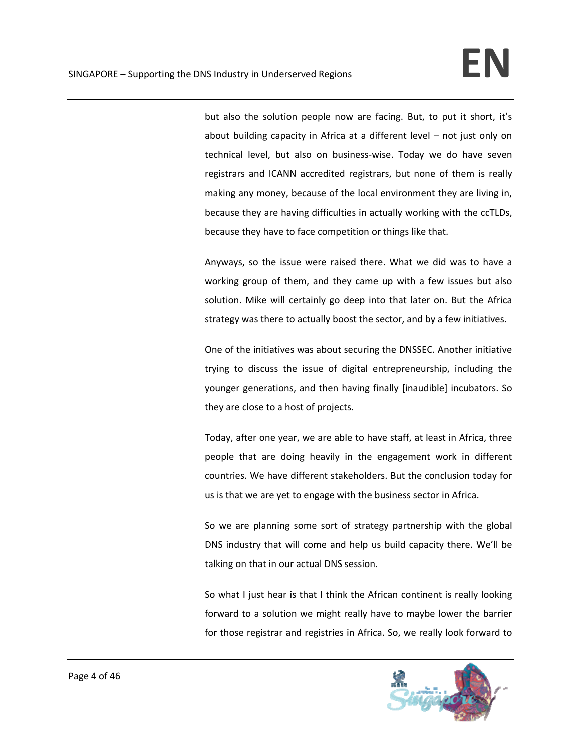but also the solution people now are facing. But, to put it short, it's about building capacity in Africa at a different level – not just only on technical level, but also on business-wise. Today we do have seven registrars and ICANN accredited registrars, but none of them is really making any money, because of the local environment they are living in, because they are having difficulties in actually working with the ccTLDs, because they have to face competition or things like that.

Anyways, so the issue were raised there. What we did was to have a working group of them, and they came up with a few issues but also solution. Mike will certainly go deep into that later on. But the Africa strategy was there to actually boost the sector, and by a few initiatives.

One of the initiatives was about securing the DNSSEC. Another initiative trying to discuss the issue of digital entrepreneurship, including the younger generations, and then having finally [inaudible] incubators. So they are close to a host of projects.

Today, after one year, we are able to have staff, at least in Africa, three people that are doing heavily in the engagement work in different countries. We have different stakeholders. But the conclusion today for us is that we are yet to engage with the business sector in Africa.

So we are planning some sort of strategy partnership with the global DNS industry that will come and help us build capacity there. We'll be talking on that in our actual DNS session.

So what I just hear is that I think the African continent is really looking forward to a solution we might really have to maybe lower the barrier for those registrar and registries in Africa. So, we really look forward to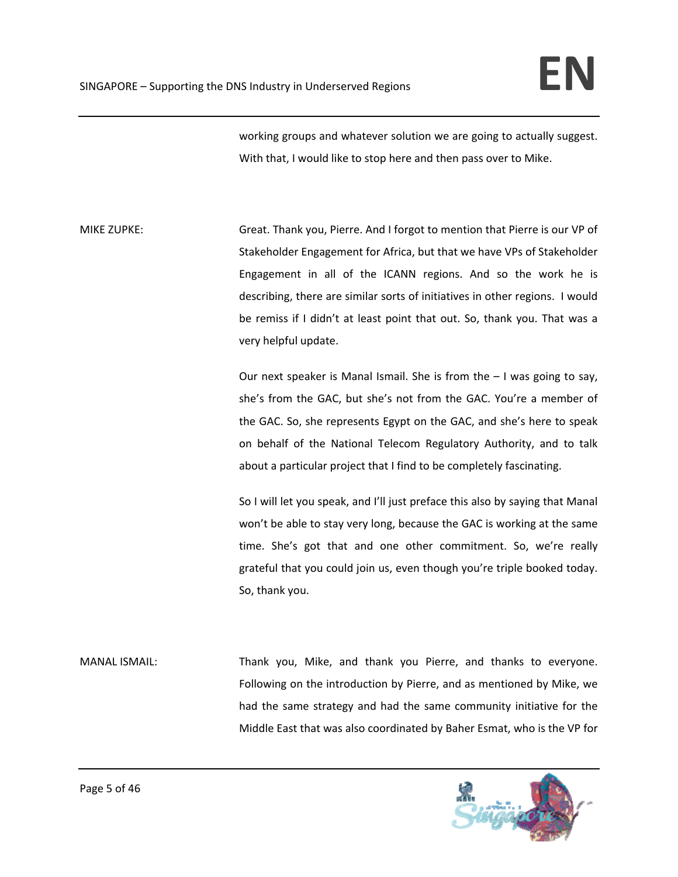working groups and whatever solution we are going to actually suggest. With that, I would like to stop here and then pass over to Mike.

MIKE ZUPKE: Great. Thank you, Pierre. And I forgot to mention that Pierre is our VP of Stakeholder Engagement for Africa, but that we have VPs of Stakeholder Engagement in all of the ICANN regions. And so the work he is describing, there are similar sorts of initiatives in other regions. I would be remiss if I didn't at least point that out. So, thank you. That was a very helpful update.

Our next speaker is Manal Ismail. She is from the – I was going to say, she's from the GAC, but she's not from the GAC. You're a member of the GAC. So, she represents Egypt on the GAC, and she's here to speak on behalf of the National Telecom Regulatory Authority, and to talk about a particular project that I find to be completely fascinating.

So I will let you speak, and I'll just preface this also by saying that Manal won't be able to stay very long, because the GAC is working at the same time. She's got that and one other commitment. So, we're really grateful that you could join us, even though you're triple booked today. So, thank you.

MANAL ISMAIL: Thank you, Mike, and thank you Pierre, and thanks to everyone. Following on the introduction by Pierre, and as mentioned by Mike, we had the same strategy and had the same community initiative for the Middle East that was also coordinated by Baher Esmat, who is the VP for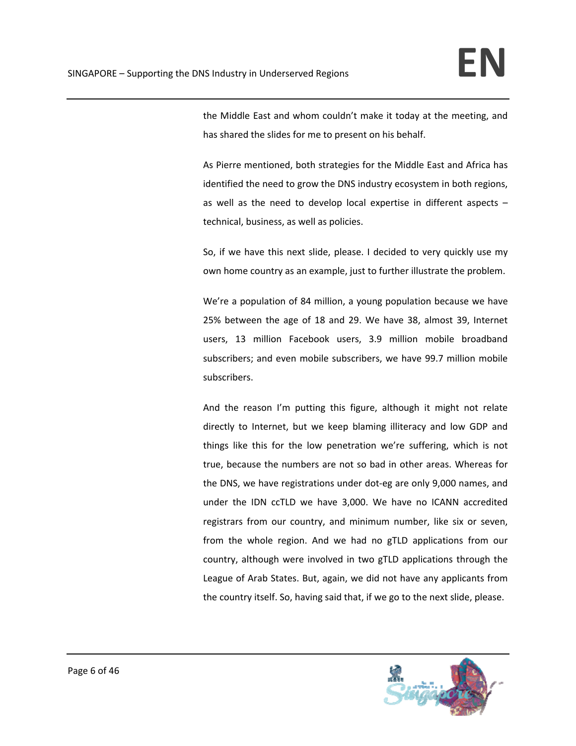the Middle East and whom couldn't make it today at the meeting, and has shared the slides for me to present on his behalf.

As Pierre mentioned, both strategies for the Middle East and Africa has identified the need to grow the DNS industry ecosystem in both regions, as well as the need to develop local expertise in different aspects – technical, business, as well as policies.

So, if we have this next slide, please. I decided to very quickly use my own home country as an example, just to further illustrate the problem.

We're a population of 84 million, a young population because we have 25% between the age of 18 and 29. We have 38, almost 39, Internet users, 13 million Facebook users, 3.9 million mobile broadband subscribers; and even mobile subscribers, we have 99.7 million mobile subscribers.

And the reason I'm putting this figure, although it might not relate directly to Internet, but we keep blaming illiteracy and low GDP and things like this for the low penetration we're suffering, which is not true, because the numbers are not so bad in other areas. Whereas for the DNS, we have registrations under dot-eg are only 9,000 names, and under the IDN ccTLD we have 3,000. We have no ICANN accredited registrars from our country, and minimum number, like six or seven, from the whole region. And we had no gTLD applications from our country, although were involved in two gTLD applications through the League of Arab States. But, again, we did not have any applicants from the country itself. So, having said that, if we go to the next slide, please.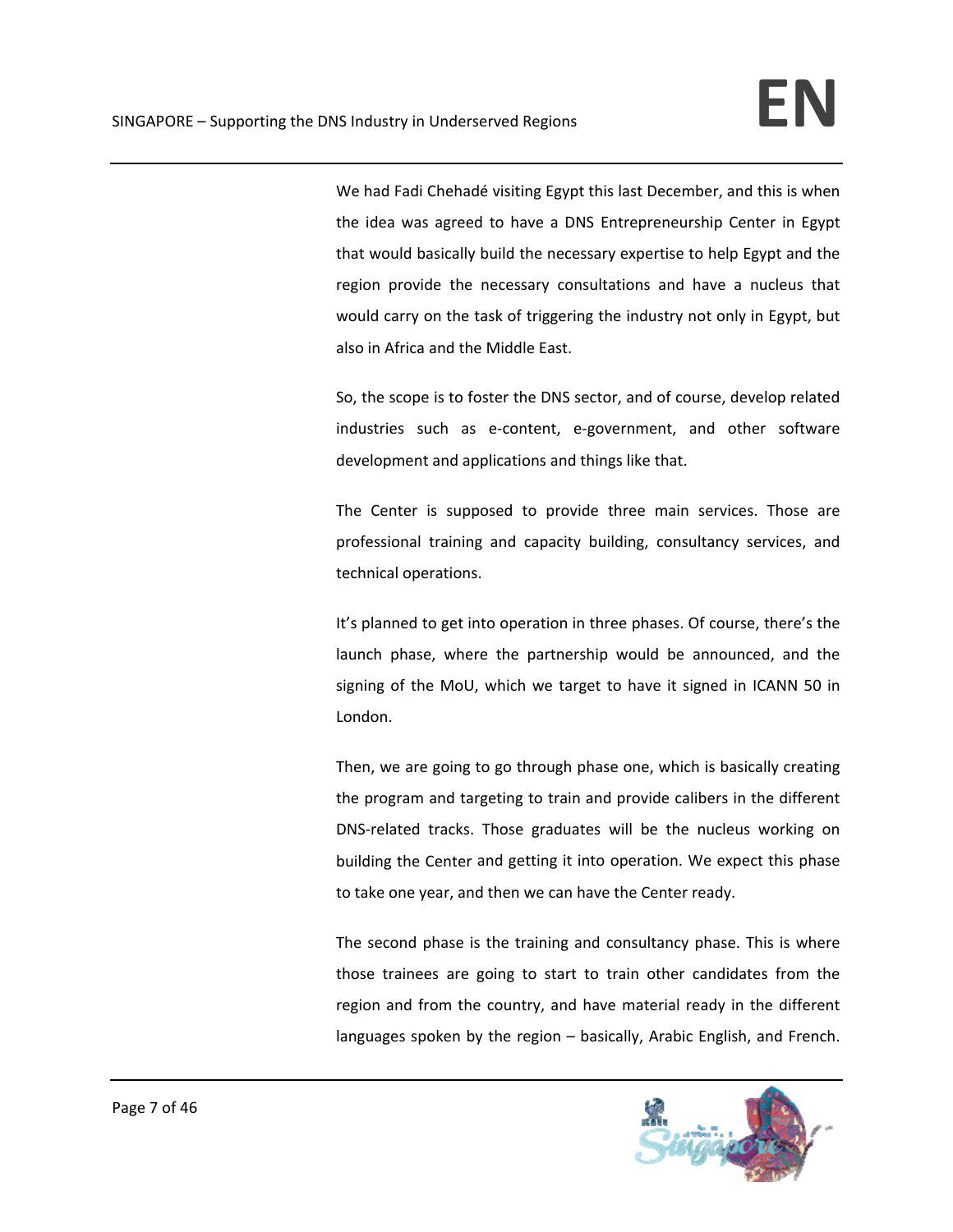We had Fadi Chehadé visiting Egypt this last December, and this is when the idea was agreed to have a DNS Entrepreneurship Center in Egypt that would basically build the necessary expertise to help Egypt and the region provide the necessary consultations and have a nucleus that would carry on the task of triggering the industry not only in Egypt, but also in Africa and the Middle East.

So, the scope is to foster the DNS sector, and of course, develop related industries such as e-content, e-government, and other software development and applications and things like that.

The Center is supposed to provide three main services. Those are professional training and capacity building, consultancy services, and technical operations.

It's planned to get into operation in three phases. Of course, there's the launch phase, where the partnership would be announced, and the signing of the MoU, which we target to have it signed in ICANN 50 in London.

Then, we are going to go through phase one, which is basically creating the program and targeting to train and provide calibers in the different DNS-related tracks. Those graduates will be the nucleus working on building the Center and getting it into operation. We expect this phase to take one year, and then we can have the Center ready.

The second phase is the training and consultancy phase. This is where those trainees are going to start to train other candidates from the region and from the country, and have material ready in the different languages spoken by the region – basically, Arabic English, and French.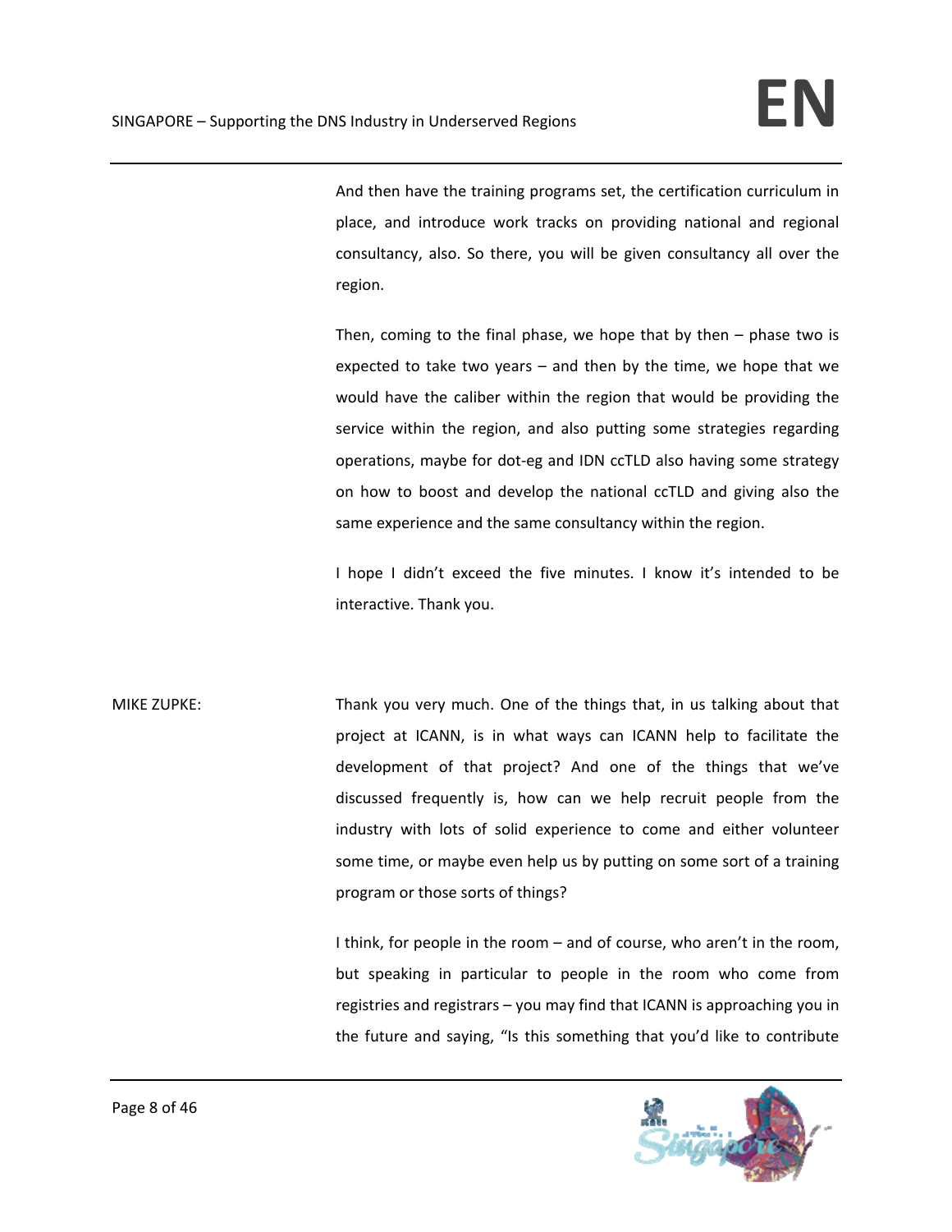And then have the training programs set, the certification curriculum in place, and introduce work tracks on providing national and regional consultancy, also. So there, you will be given consultancy all over the region.

Then, coming to the final phase, we hope that by then – phase two is expected to take two years – and then by the time, we hope that we would have the caliber within the region that would be providing the service within the region, and also putting some strategies regarding operations, maybe for dot-eg and IDN ccTLD also having some strategy on how to boost and develop the national ccTLD and giving also the same experience and the same consultancy within the region.

I hope I didn't exceed the five minutes. I know it's intended to be interactive. Thank you.

MIKE ZUPKE: Thank you very much. One of the things that, in us talking about that project at ICANN, is in what ways can ICANN help to facilitate the development of that project? And one of the things that we've discussed frequently is, how can we help recruit people from the industry with lots of solid experience to come and either volunteer some time, or maybe even help us by putting on some sort of a training program or those sorts of things?

I think, for people in the room – and of course, who aren't in the room, but speaking in particular to people in the room who come from registries and registrars – you may find that ICANN is approaching you in the future and saying, "Is this something that you'd like to contribute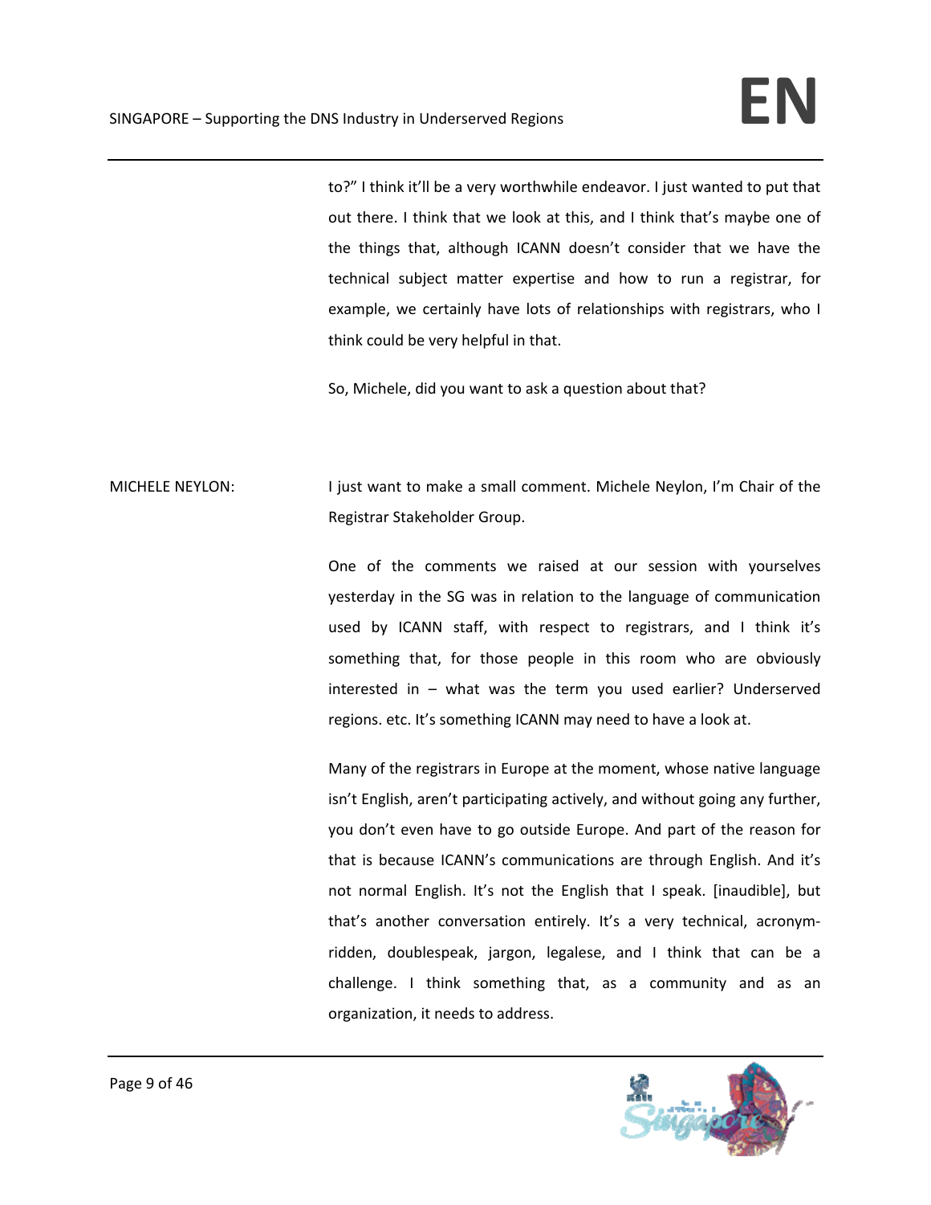to?" I think it'll be a very worthwhile endeavor. I just wanted to put that out there. I think that we look at this, and I think that's maybe one of the things that, although ICANN doesn't consider that we have the technical subject matter expertise and how to run a registrar, for example, we certainly have lots of relationships with registrars, who I think could be very helpful in that.

So, Michele, did you want to ask a question about that?

MICHELE NEYLON: I just want to make a small comment. Michele Neylon, I'm Chair of the Registrar Stakeholder Group.

One of the comments we raised at our session with yourselves yesterday in the SG was in relation to the language of communication used by ICANN staff, with respect to registrars, and I think it's something that, for those people in this room who are obviously interested in – what was the term you used earlier? Underserved regions. etc. It's something ICANN may need to have a look at.

Many of the registrars in Europe at the moment, whose native language isn't English, aren't participating actively, and without going any further, you don't even have to go outside Europe. And part of the reason for that is because ICANN's communications are through English. And it's not normal English. It's not the English that I speak. [inaudible], but that's another conversation entirely. It's a very technical, acronym-ridden, doublespeak, jargon, legalese, and I think that can be a challenge. I think something that, as a community and as an organization, it needs to address.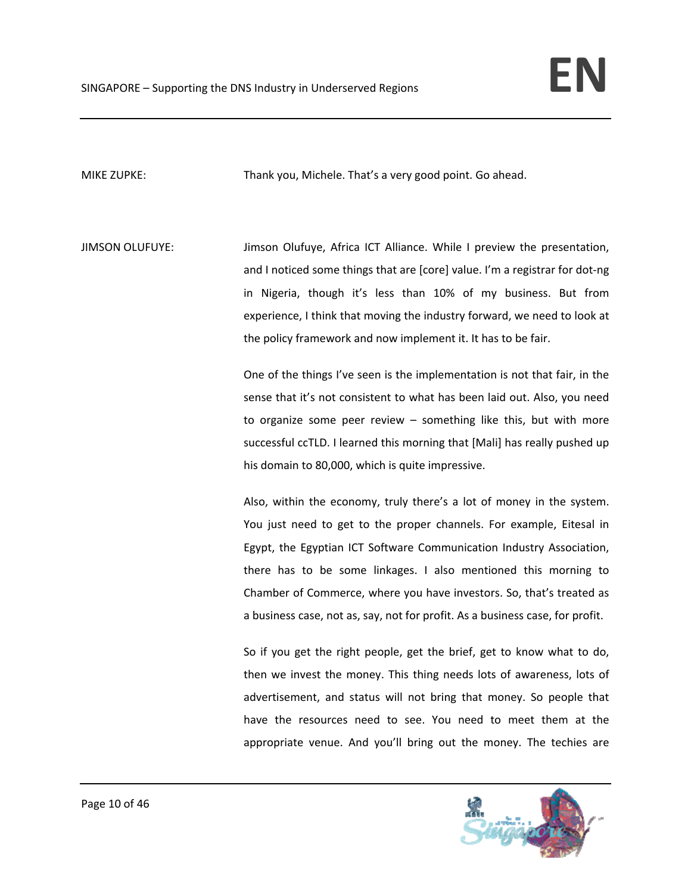MIKE ZUPKE: Thank you, Michele. That's a very good point. Go ahead.

JIMSON OLUFUYE: Jimson Olufuye, Africa ICT Alliance. While I preview the presentation, and I noticed some things that are [core] value. I'm a registrar for dot-ng in Nigeria, though it's less than 10% of my business. But from experience, I think that moving the industry forward, we need to look at the policy framework and now implement it. It has to be fair.

One of the things I've seen is the implementation is not that fair, in the sense that it's not consistent to what has been laid out. Also, you need to organize some peer review – something like this, but with more successful ccTLD. I learned this morning that [Mali] has really pushed up his domain to 80,000, which is quite impressive.

Also, within the economy, truly there's a lot of money in the system. You just need to get to the proper channels. For example, Eitesal in Egypt, the Egyptian ICT Software Communication Industry Association, there has to be some linkages. I also mentioned this morning to Chamber of Commerce, where you have investors. So, that's treated as a business case, not as, say, not for profit. As a business case, for profit.

So if you get the right people, get the brief, get to know what to do, then we invest the money. This thing needs lots of awareness, lots of advertisement, and status will not bring that money. So people that have the resources need to see. You need to meet them at the appropriate venue. And you'll bring out the money. The techies are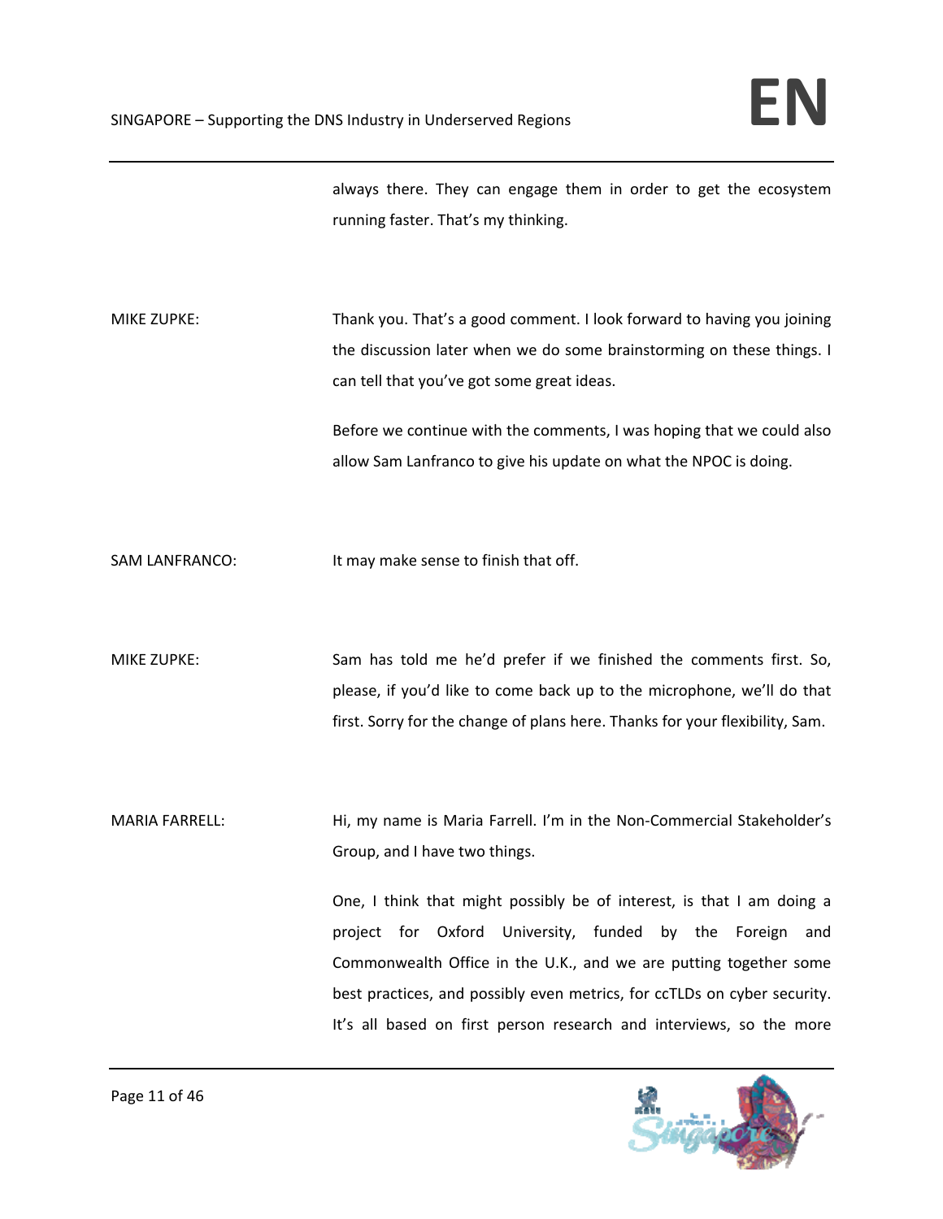always there. They can engage them in order to get the ecosystem running faster. That's my thinking.

MIKE ZUPKE: Thank you. That's a good comment. I look forward to having you joining the discussion later when we do some brainstorming on these things. I can tell that you've got some great ideas.

Before we continue with the comments, I was hoping that we could also allow Sam Lanfranco to give his update on what the NPOC is doing.

SAM LANFRANCO: It may make sense to finish that off.

MIKE ZUPKE: Sam has told me he'd prefer if we finished the comments first. So, please, if you'd like to come back up to the microphone, we'll do that first. Sorry for the change of plans here. Thanks for your flexibility, Sam.

MARIA FARRELL: Hi, my name is Maria Farrell. I'm in the Non-Commercial Stakeholder's Group, and I have two things.

One, I think that might possibly be of interest, is that I am doing a project for Oxford University, funded by the Foreign and Commonwealth Office in the U.K., and we are putting together some best practices, and possibly even metrics, for ccTLDs on cyber security. It's all based on first person research and interviews, so the more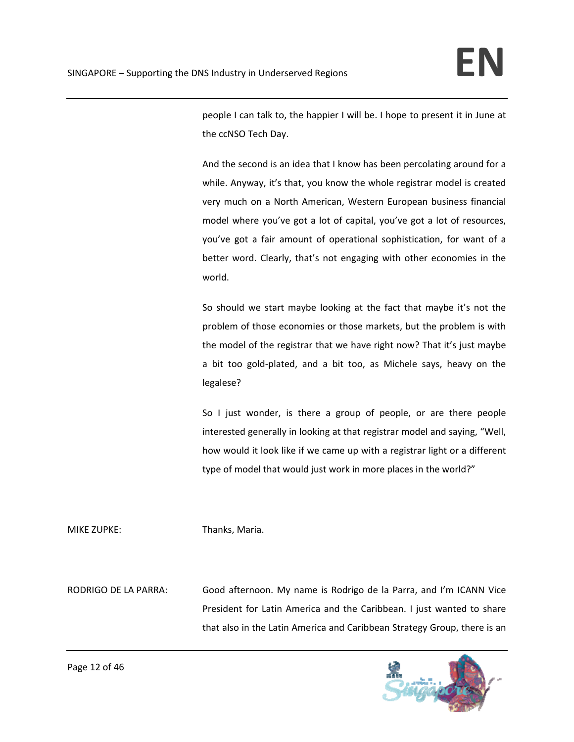people I can talk to, the happier I will be. I hope to present it in June at the ccNSO Tech Day.

And the second is an idea that I know has been percolating around for a while. Anyway, it's that, you know the whole registrar model is created very much on a North American, Western European business financial model where you've got a lot of capital, you've got a lot of resources, you've got a fair amount of operational sophistication, for want of a better word. Clearly, that's not engaging with other economies in the world.

So should we start maybe looking at the fact that maybe it's not the problem of those economies or those markets, but the problem is with the model of the registrar that we have right now? That it's just maybe a bit too gold-plated, and a bit too, as Michele says, heavy on the legalese?

So I just wonder, is there a group of people, or are there people interested generally in looking at that registrar model and saying, "Well, how would it look like if we came up with a registrar light or a different type of model that would just work in more places in the world?"

MIKE ZUPKE: Thanks, Maria.

RODRIGO DE LA PARRA: Good afternoon. My name is Rodrigo de la Parra, and I'm ICANN Vice President for Latin America and the Caribbean. I just wanted to share that also in the Latin America and Caribbean Strategy Group, there is an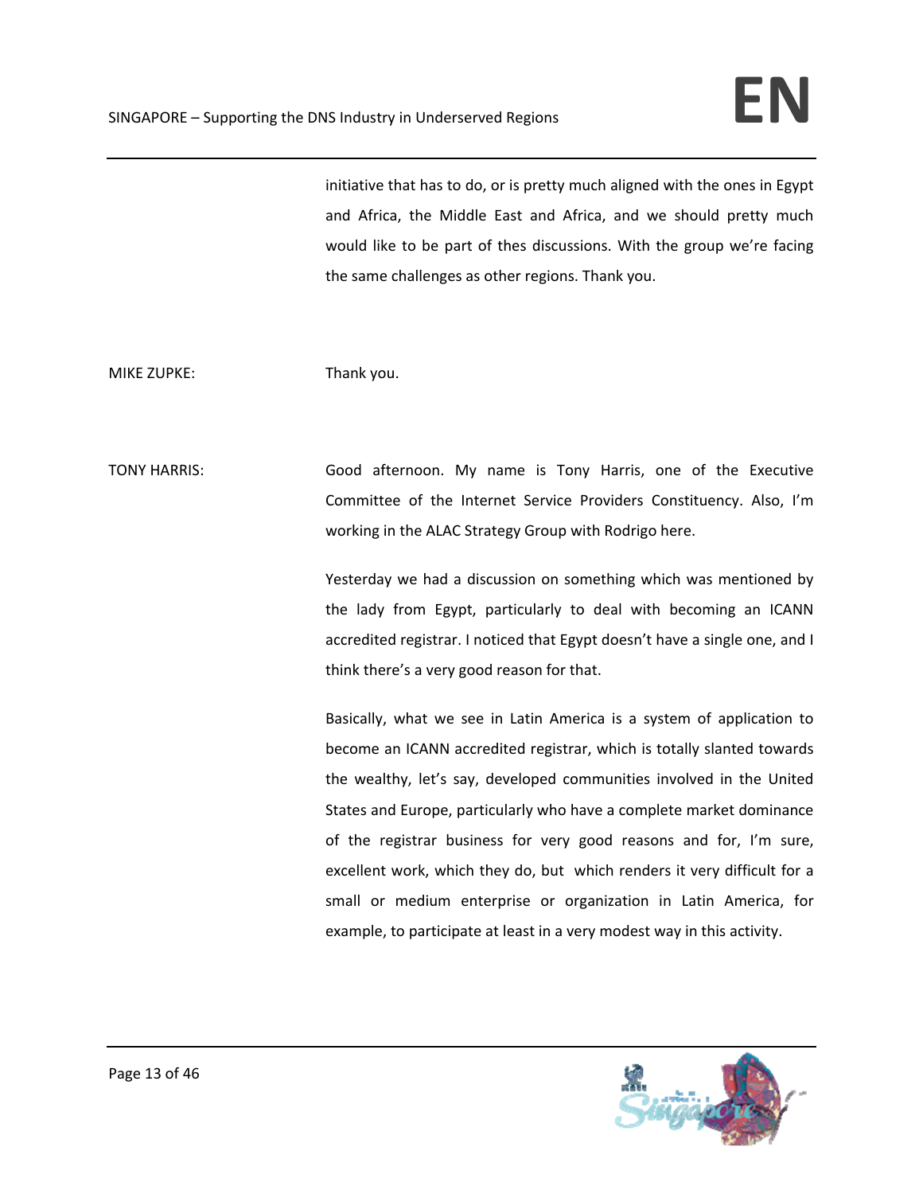initiative that has to do, or is pretty much aligned with the ones in Egypt and Africa, the Middle East and Africa, and we should pretty much would like to be part of thes discussions. With the group we're facing the same challenges as other regions. Thank you.

MIKE ZUPKE: Thank you.

TONY HARRIS: Good afternoon. My name is Tony Harris, one of the Executive Committee of the Internet Service Providers Constituency. Also, I'm working in the ALAC Strategy Group with Rodrigo here.

Yesterday we had a discussion on something which was mentioned by the lady from Egypt, particularly to deal with becoming an ICANN accredited registrar. I noticed that Egypt doesn't have a single one, and I think there's a very good reason for that.

Basically, what we see in Latin America is a system of application to become an ICANN accredited registrar, which is totally slanted towards the wealthy, let's say, developed communities involved in the United States and Europe, particularly who have a complete market dominance of the registrar business for very good reasons and for, I'm sure, excellent work, which they do, but which renders it very difficult for a small or medium enterprise or organization in Latin America, for example, to participate at least in a very modest way in this activity.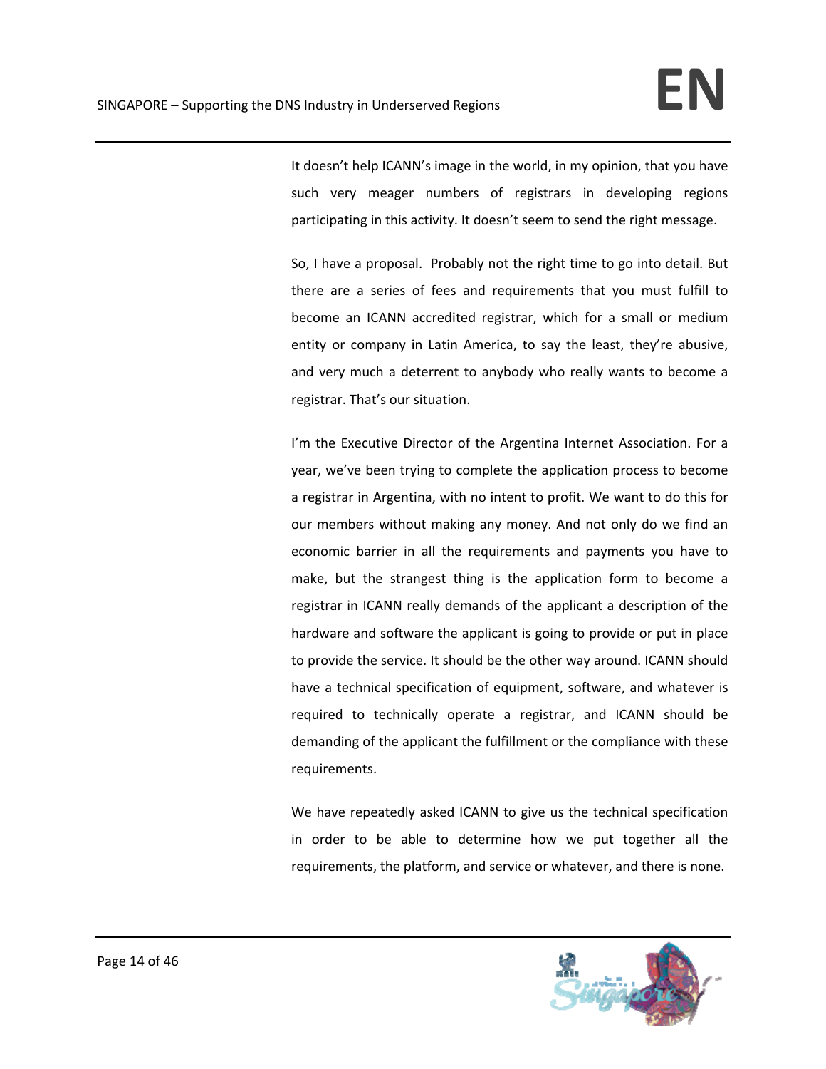It doesn't help ICANN's image in the world, in my opinion, that you have such very meager numbers of registrars in developing regions participating in this activity. It doesn't seem to send the right message.

So, I have a proposal. Probably not the right time to go into detail. But there are a series of fees and requirements that you must fulfill to become an ICANN accredited registrar, which for a small or medium entity or company in Latin America, to say the least, they're abusive, and very much a deterrent to anybody who really wants to become a registrar. That's our situation.

I'm the Executive Director of the Argentina Internet Association. For a year, we've been trying to complete the application process to become a registrar in Argentina, with no intent to profit. We want to do this for our members without making any money. And not only do we find an economic barrier in all the requirements and payments you have to make, but the strangest thing is the application form to become a registrar in ICANN really demands of the applicant a description of the hardware and software the applicant is going to provide or put in place to provide the service. It should be the other way around. ICANN should have a technical specification of equipment, software, and whatever is required to technically operate a registrar, and ICANN should be demanding of the applicant the fulfillment or the compliance with these requirements.

We have repeatedly asked ICANN to give us the technical specification in order to be able to determine how we put together all the requirements, the platform, and service or whatever, and there is none.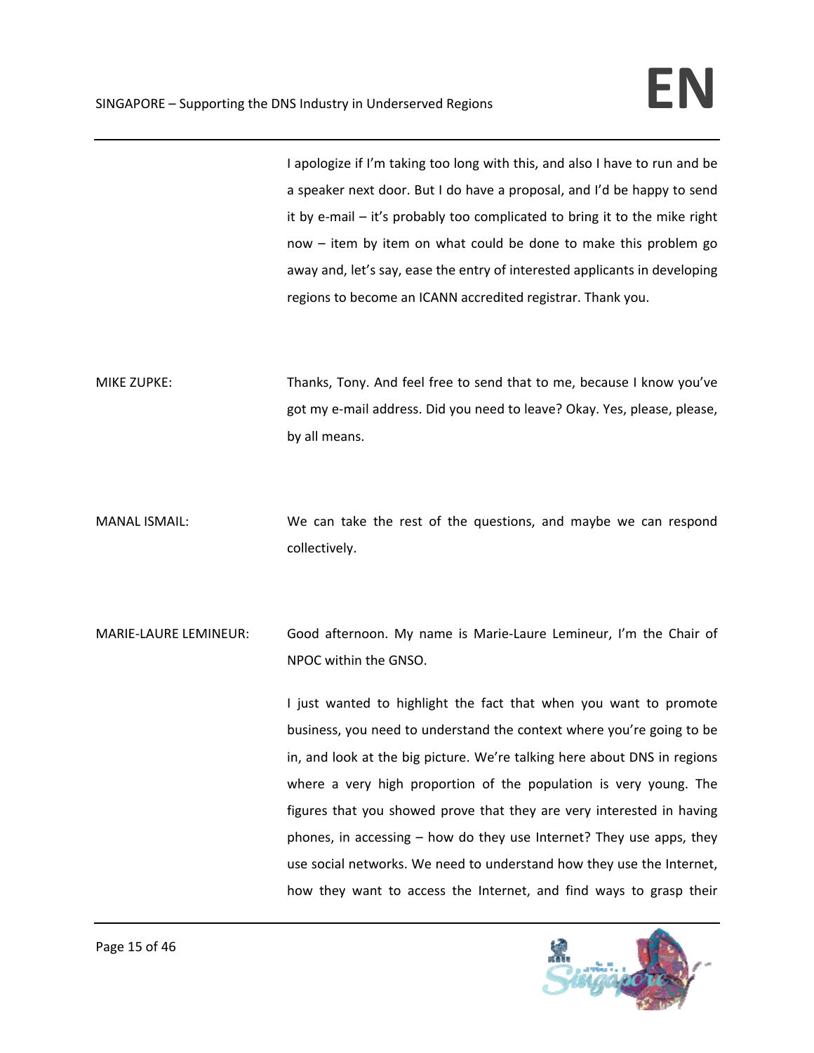I apologize if I'm taking too long with this, and also I have to run and be a speaker next door. But I do have a proposal, and I'd be happy to send it by e-mail – it's probably too complicated to bring it to the mike right now – item by item on what could be done to make this problem go away and, let's say, ease the entry of interested applicants in developing regions to become an ICANN accredited registrar. Thank you.

MIKE ZUPKE: Thanks, Tony. And feel free to send that to me, because I know you've got my e-mail address. Did you need to leave? Okay. Yes, please, please, by all means.

MANAL ISMAIL: We can take the rest of the questions, and maybe we can respond collectively.

MARIE-LAURE LEMINEUR: Good afternoon. My name is Marie-Laure Lemineur, I'm the Chair of NPOC within the GNSO.

I just wanted to highlight the fact that when you want to promote business, you need to understand the context where you're going to be in, and look at the big picture. We're talking here about DNS in regions where a very high proportion of the population is very young. The figures that you showed prove that they are very interested in having phones, in accessing – how do they use Internet? They use apps, they use social networks. We need to understand how they use the Internet, how they want to access the Internet, and find ways to grasp their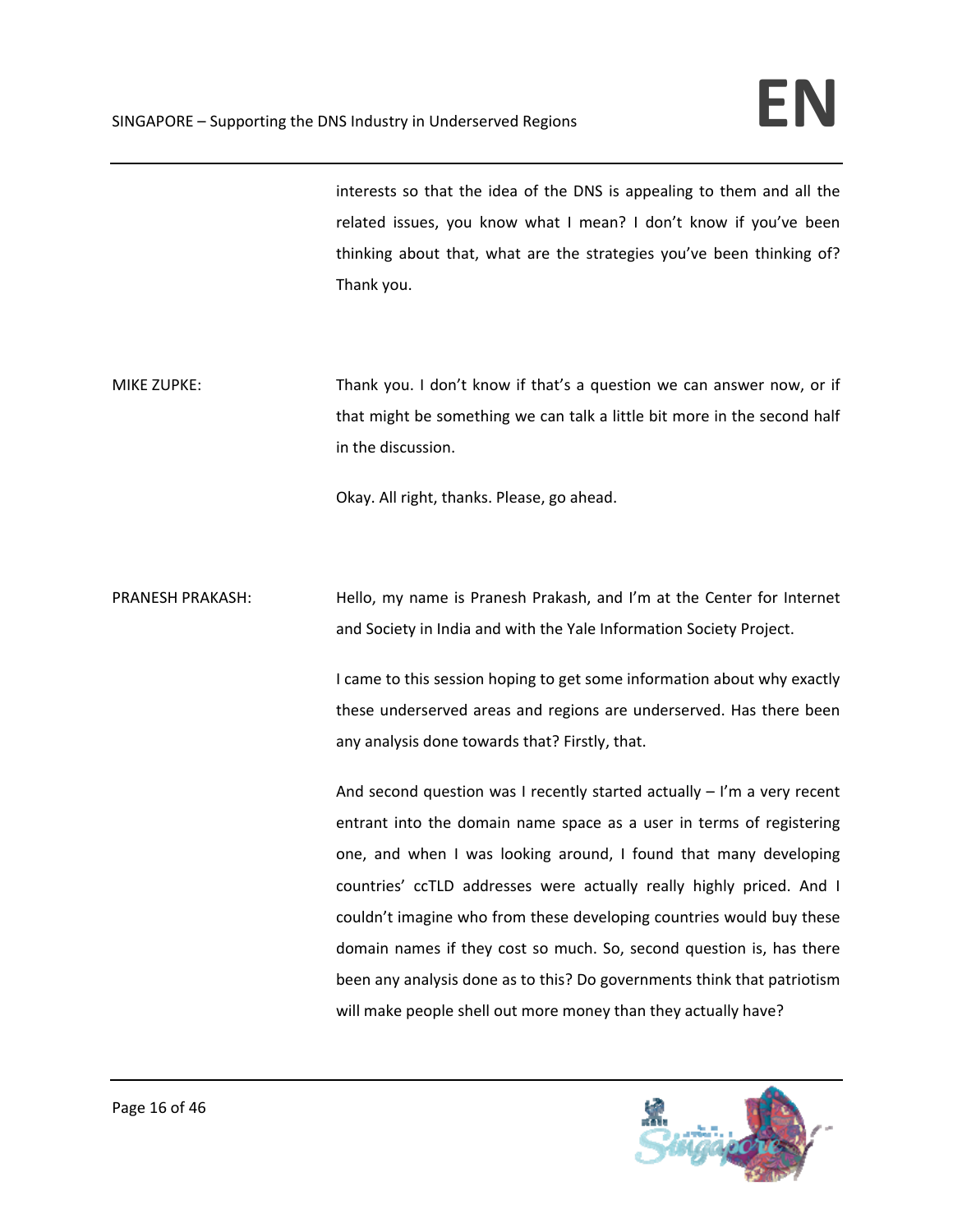interests so that the idea of the DNS is appealing to them and all the related issues, you know what I mean? I don't know if you've been thinking about that, what are the strategies you've been thinking of? Thank you.

MIKE ZUPKE: Thank you. I don't know if that's a question we can answer now, or if that might be something we can talk a little bit more in the second half in the discussion.

Okay. All right, thanks. Please, go ahead.

PRANESH PRAKASH: Hello, my name is Pranesh Prakash, and I'm at the Center for Internet and Society in India and with the Yale Information Society Project.

I came to this session hoping to get some information about why exactly these underserved areas and regions are underserved. Has there been any analysis done towards that? Firstly, that.

And second question was I recently started actually – I'm a very recent entrant into the domain name space as a user in terms of registering one, and when I was looking around, I found that many developing countries' ccTLD addresses were actually really highly priced. And I couldn't imagine who from these developing countries would buy these domain names if they cost so much. So, second question is, has there been any analysis done as to this? Do governments think that patriotism will make people shell out more money than they actually have?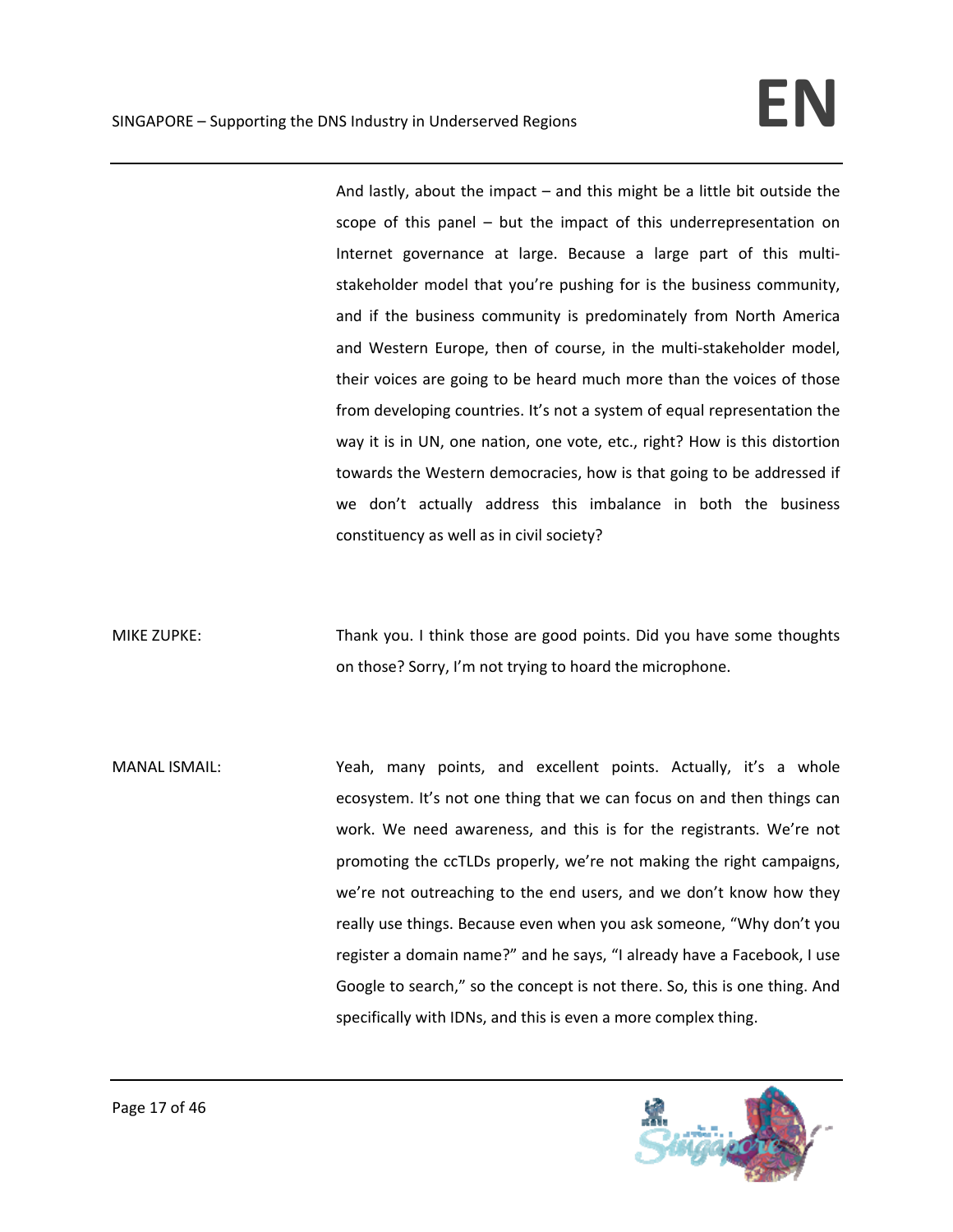And lastly, about the impact – and this might be a little bit outside the scope of this panel – but the impact of this underrepresentation on Internet governance at large. Because a large part of this multi-stakeholder model that you're pushing for is the business community, and if the business community is predominately from North America and Western Europe, then of course, in the multi-stakeholder model, their voices are going to be heard much more than the voices of those from developing countries. It's not a system of equal representation the way it is in UN, one nation, one vote, etc., right? How is this distortion towards the Western democracies, how is that going to be addressed if we don't actually address this imbalance in both the business constituency as well as in civil society?

MIKE ZUPKE: Thank you. I think those are good points. Did you have some thoughts on those? Sorry, I'm not trying to hoard the microphone.

MANAL ISMAIL: Yeah, many points, and excellent points. Actually, it's a whole ecosystem. It's not one thing that we can focus on and then things can work. We need awareness, and this is for the registrants. We're not promoting the ccTLDs properly, we're not making the right campaigns, we're not outreaching to the end users, and we don't know how they really use things. Because even when you ask someone, "Why don't you register a domain name?" and he says, "I already have a Facebook, I use Google to search," so the concept is not there. So, this is one thing. And specifically with IDNs, and this is even a more complex thing.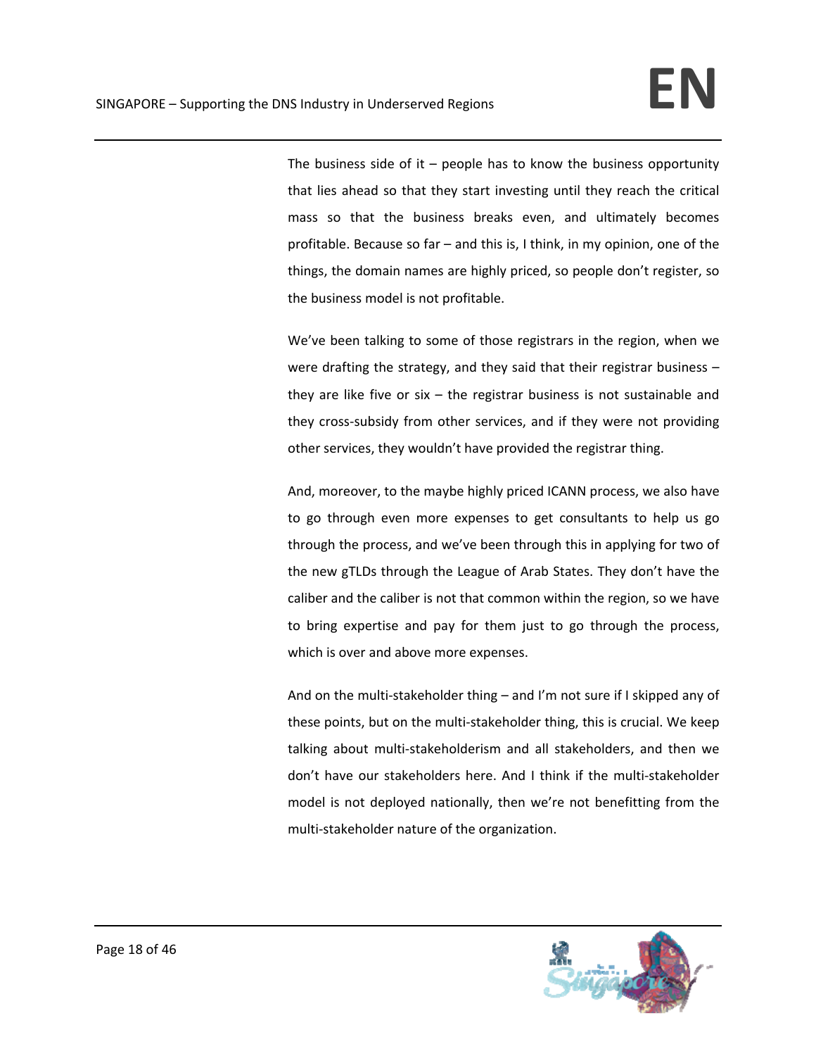The business side of it – people has to know the business opportunity that lies ahead so that they start investing until they reach the critical mass so that the business breaks even, and ultimately becomes profitable. Because so far – and this is, I think, in my opinion, one of the things, the domain names are highly priced, so people don't register, so the business model is not profitable.

We've been talking to some of those registrars in the region, when we were drafting the strategy, and they said that their registrar business – they are like five or six – the registrar business is not sustainable and they cross-subsidy from other services, and if they were not providing other services, they wouldn't have provided the registrar thing.

And, moreover, to the maybe highly priced ICANN process, we also have to go through even more expenses to get consultants to help us go through the process, and we've been through this in applying for two of the new gTLDs through the League of Arab States. They don't have the caliber and the caliber is not that common within the region, so we have to bring expertise and pay for them just to go through the process, which is over and above more expenses.

And on the multi-stakeholder thing – and I'm not sure if I skipped any of these points, but on the multi-stakeholder thing, this is crucial. We keep talking about multi-stakeholderism and all stakeholders, and then we don't have our stakeholders here. And I think if the multi-stakeholder model is not deployed nationally, then we're not benefitting from the multi-stakeholder nature of the organization.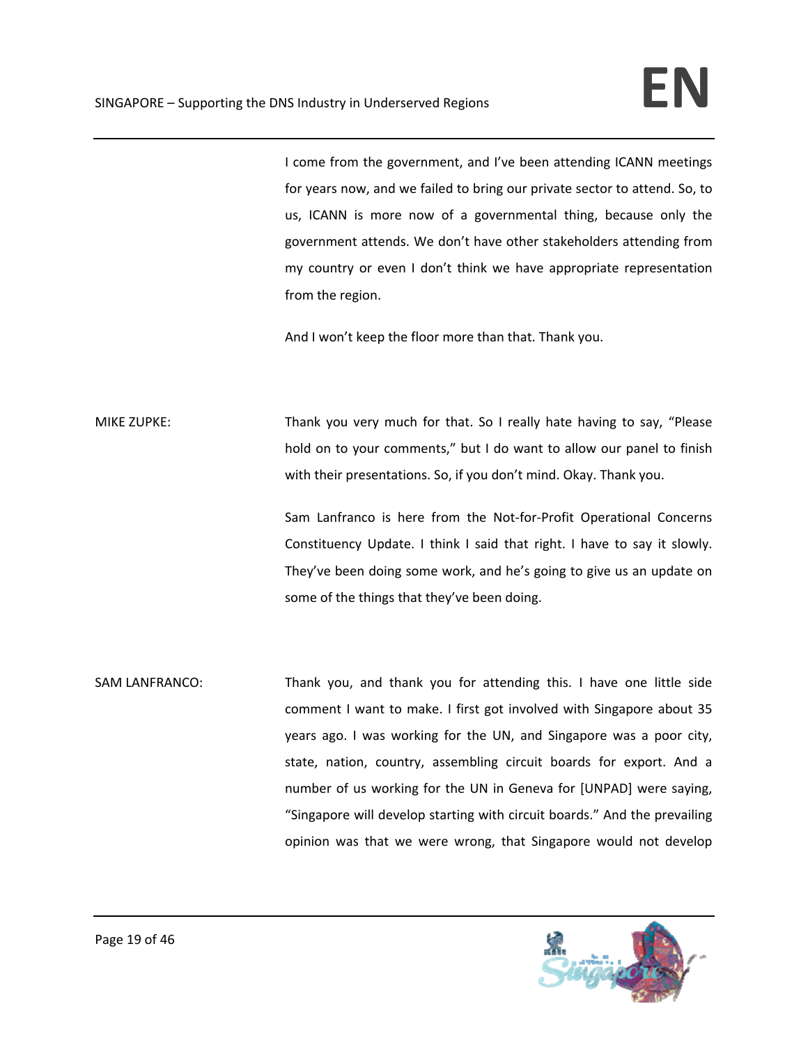I come from the government, and I've been attending ICANN meetings for years now, and we failed to bring our private sector to attend. So, to us, ICANN is more now of a governmental thing, because only the government attends. We don't have other stakeholders attending from my country or even I don't think we have appropriate representation from the region.

And I won't keep the floor more than that. Thank you.

MIKE ZUPKE: Thank you very much for that. So I really hate having to say, "Please hold on to your comments," but I do want to allow our panel to finish with their presentations. So, if you don't mind. Okay. Thank you.

Sam Lanfranco is here from the Not-for-Profit Operational Concerns Constituency Update. I think I said that right. I have to say it slowly. They've been doing some work, and he's going to give us an update on some of the things that they've been doing.

SAM LANFRANCO: Thank you, and thank you for attending this. I have one little side comment I want to make. I first got involved with Singapore about 35 years ago. I was working for the UN, and Singapore was a poor city, state, nation, country, assembling circuit boards for export. And a number of us working for the UN in Geneva for [UNPAD] were saying, "Singapore will develop starting with circuit boards." And the prevailing opinion was that we were wrong, that Singapore would not develop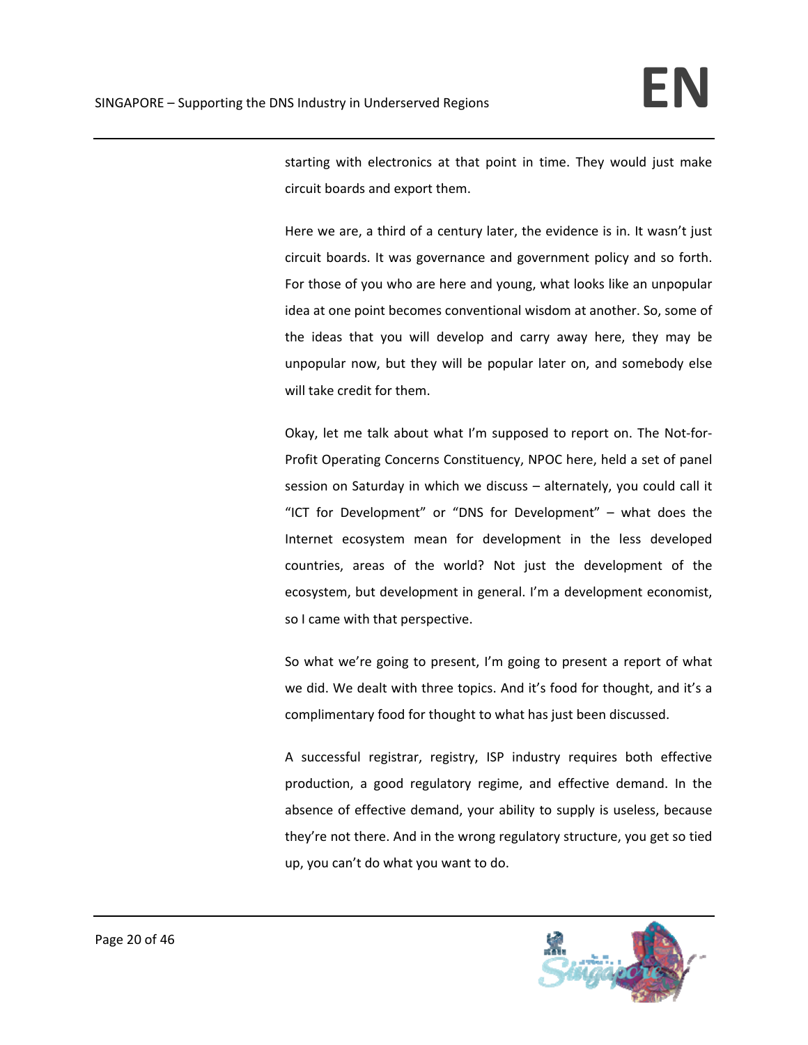starting with electronics at that point in time. They would just make circuit boards and export them.

Here we are, a third of a century later, the evidence is in. It wasn't just circuit boards. It was governance and government policy and so forth. For those of you who are here and young, what looks like an unpopular idea at one point becomes conventional wisdom at another. So, some of the ideas that you will develop and carry away here, they may be unpopular now, but they will be popular later on, and somebody else will take credit for them.

Okay, let me talk about what I'm supposed to report on. The Not-for-Profit Operating Concerns Constituency, NPOC here, held a set of panel session on Saturday in which we discuss – alternately, you could call it "ICT for Development" or "DNS for Development" – what does the Internet ecosystem mean for development in the less developed countries, areas of the world? Not just the development of the ecosystem, but development in general. I'm a development economist, so I came with that perspective.

So what we're going to present, I'm going to present a report of what we did. We dealt with three topics. And it's food for thought, and it's a complimentary food for thought to what has just been discussed.

A successful registrar, registry, ISP industry requires both effective production, a good regulatory regime, and effective demand. In the absence of effective demand, your ability to supply is useless, because they're not there. And in the wrong regulatory structure, you get so tied up, you can't do what you want to do.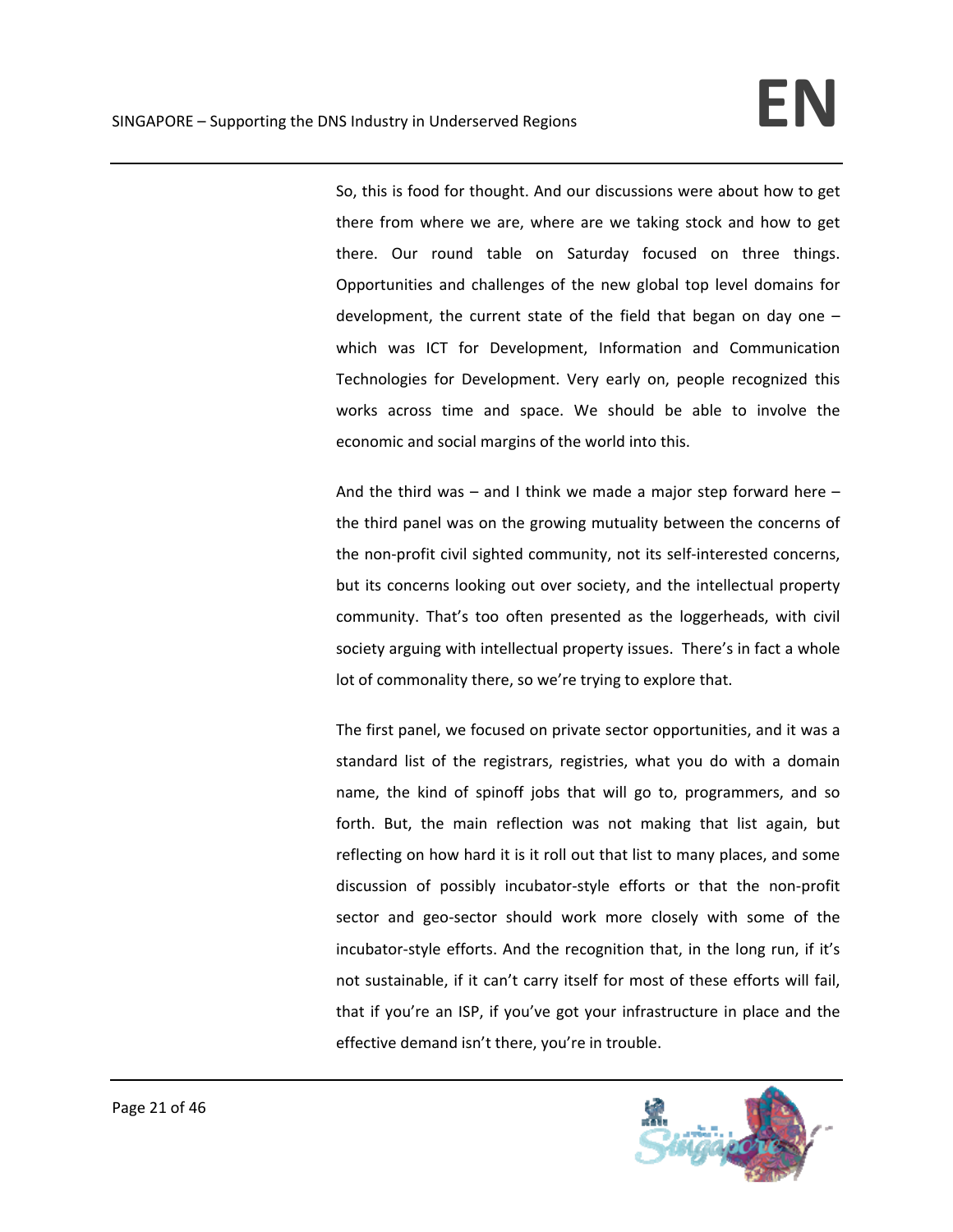So, this is food for thought. And our discussions were about how to get there from where we are, where are we taking stock and how to get there. Our round table on Saturday focused on three things. Opportunities and challenges of the new global top level domains for development, the current state of the field that began on day one – which was ICT for Development, Information and Communication Technologies for Development. Very early on, people recognized this works across time and space. We should be able to involve the economic and social margins of the world into this.

And the third was – and I think we made a major step forward here – the third panel was on the growing mutuality between the concerns of the non-profit civil sighted community, not its self-interested concerns, but its concerns looking out over society, and the intellectual property community. That's too often presented as the loggerheads, with civil society arguing with intellectual property issues. There's in fact a whole lot of commonality there, so we're trying to explore that.

The first panel, we focused on private sector opportunities, and it was a standard list of the registrars, registries, what you do with a domain name, the kind of spinoff jobs that will go to, programmers, and so forth. But, the main reflection was not making that list again, but reflecting on how hard it is it roll out that list to many places, and some discussion of possibly incubator-style efforts or that the non-profit sector and geo-sector should work more closely with some of the incubator-style efforts. And the recognition that, in the long run, if it's not sustainable, if it can't carry itself for most of these efforts will fail, that if you're an ISP, if you've got your infrastructure in place and the effective demand isn't there, you're in trouble.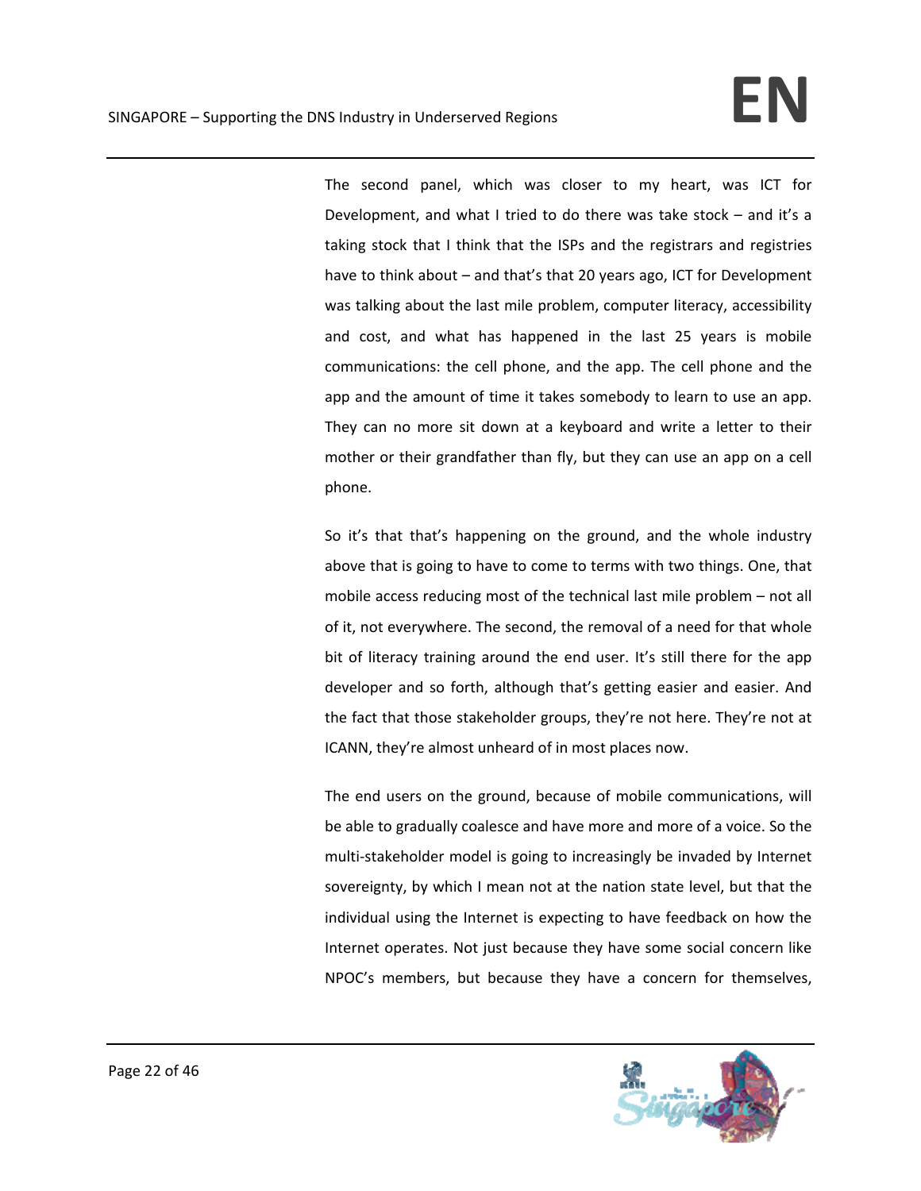The second panel, which was closer to my heart, was ICT for Development, and what I tried to do there was take stock – and it's a taking stock that I think that the ISPs and the registrars and registries have to think about – and that's that 20 years ago, ICT for Development was talking about the last mile problem, computer literacy, accessibility and cost, and what has happened in the last 25 years is mobile communications: the cell phone, and the app. The cell phone and the app and the amount of time it takes somebody to learn to use an app. They can no more sit down at a keyboard and write a letter to their mother or their grandfather than fly, but they can use an app on a cell phone.

So it's that that's happening on the ground, and the whole industry above that is going to have to come to terms with two things. One, that mobile access reducing most of the technical last mile problem – not all of it, not everywhere. The second, the removal of a need for that whole bit of literacy training around the end user. It's still there for the app developer and so forth, although that's getting easier and easier. And the fact that those stakeholder groups, they're not here. They're not at ICANN, they're almost unheard of in most places now.

The end users on the ground, because of mobile communications, will be able to gradually coalesce and have more and more of a voice. So the multi-stakeholder model is going to increasingly be invaded by Internet sovereignty, by which I mean not at the nation state level, but that the individual using the Internet is expecting to have feedback on how the Internet operates. Not just because they have some social concern like NPOC's members, but because they have a concern for themselves,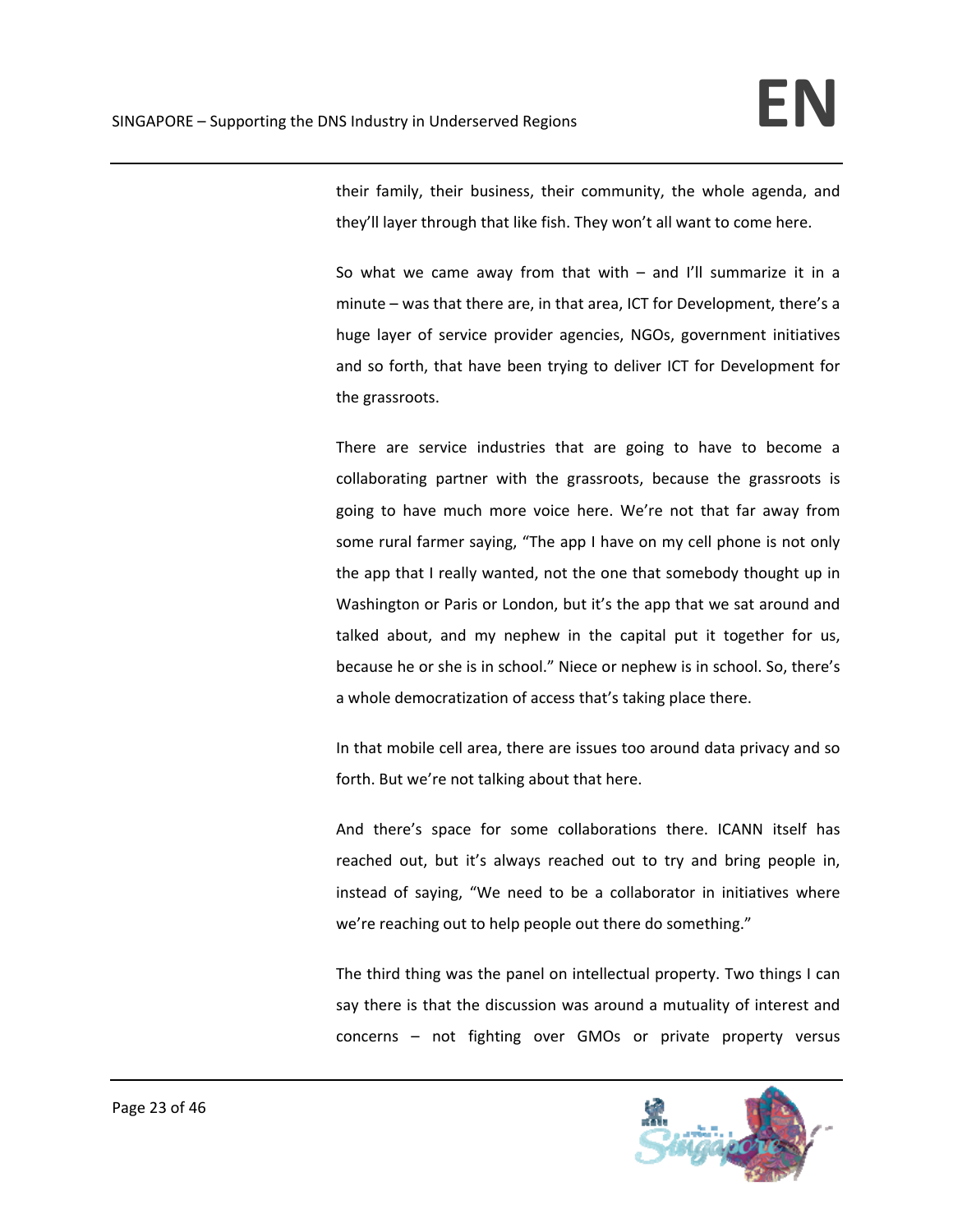their family, their business, their community, the whole agenda, and they'll layer through that like fish. They won't all want to come here.

So what we came away from that with – and I'll summarize it in a minute – was that there are, in that area, ICT for Development, there's a huge layer of service provider agencies, NGOs, government initiatives and so forth, that have been trying to deliver ICT for Development for the grassroots.

There are service industries that are going to have to become a collaborating partner with the grassroots, because the grassroots is going to have much more voice here. We're not that far away from some rural farmer saying, "The app I have on my cell phone is not only the app that I really wanted, not the one that somebody thought up in Washington or Paris or London, but it's the app that we sat around and talked about, and my nephew in the capital put it together for us, because he or she is in school." Niece or nephew is in school. So, there's a whole democratization of access that's taking place there.

In that mobile cell area, there are issues too around data privacy and so forth. But we're not talking about that here.

And there's space for some collaborations there. ICANN itself has reached out, but it's always reached out to try and bring people in, instead of saying, "We need to be a collaborator in initiatives where we're reaching out to help people out there do something."

The third thing was the panel on intellectual property. Two things I can say there is that the discussion was around a mutuality of interest and concerns – not fighting over GMOs or private property versus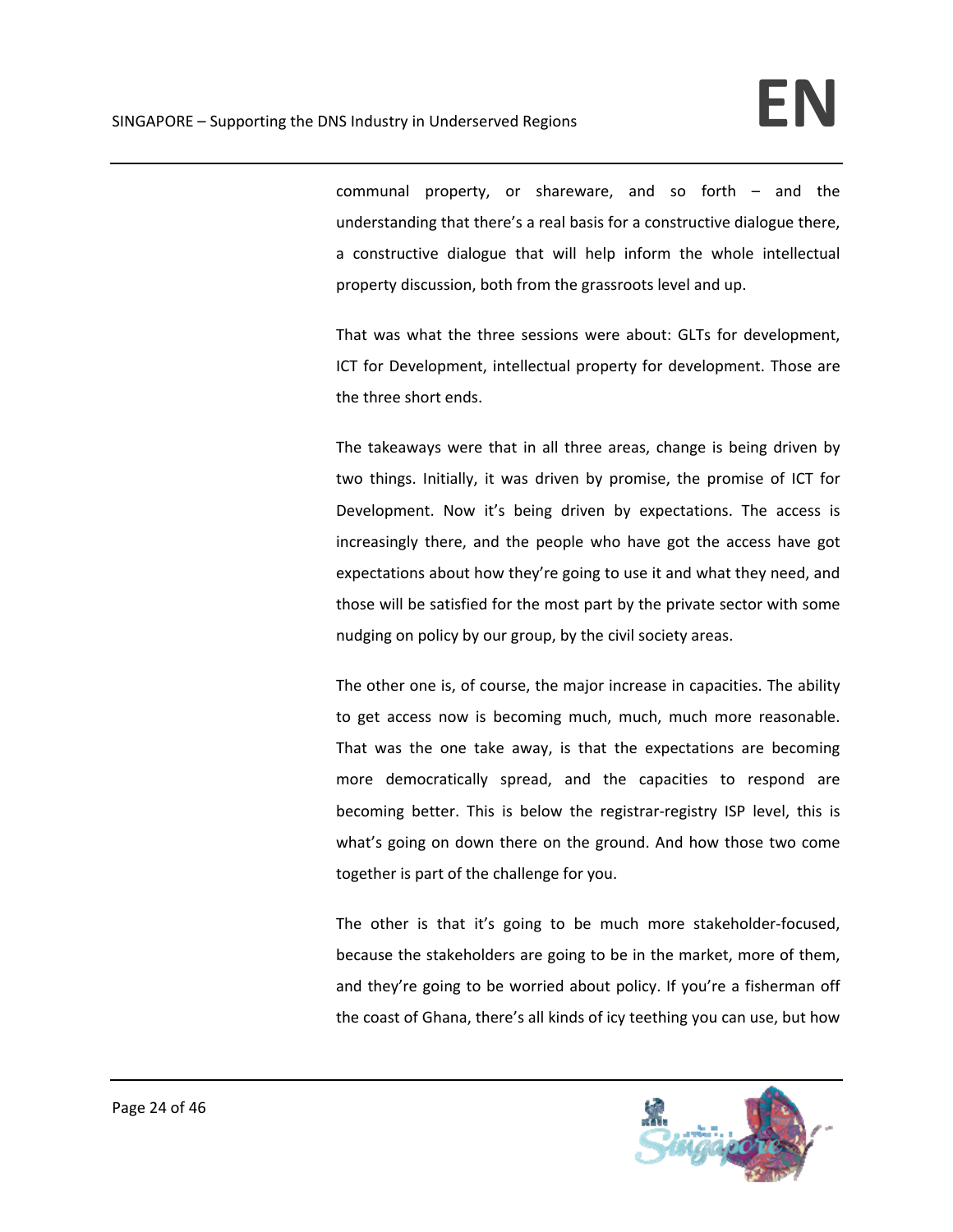communal property, or shareware, and so forth – and the understanding that there's a real basis for a constructive dialogue there, a constructive dialogue that will help inform the whole intellectual property discussion, both from the grassroots level and up.

That was what the three sessions were about: GLTs for development, ICT for Development, intellectual property for development. Those are the three short ends.

The takeaways were that in all three areas, change is being driven by two things. Initially, it was driven by promise, the promise of ICT for Development. Now it's being driven by expectations. The access is increasingly there, and the people who have got the access have got expectations about how they're going to use it and what they need, and those will be satisfied for the most part by the private sector with some nudging on policy by our group, by the civil society areas.

The other one is, of course, the major increase in capacities. The ability to get access now is becoming much, much, much more reasonable. That was the one take away, is that the expectations are becoming more democratically spread, and the capacities to respond are becoming better. This is below the registrar-registry ISP level, this is what's going on down there on the ground. And how those two come together is part of the challenge for you.

The other is that it's going to be much more stakeholder-focused, because the stakeholders are going to be in the market, more of them, and they're going to be worried about policy. If you're a fisherman off the coast of Ghana, there's all kinds of icy teething you can use, but how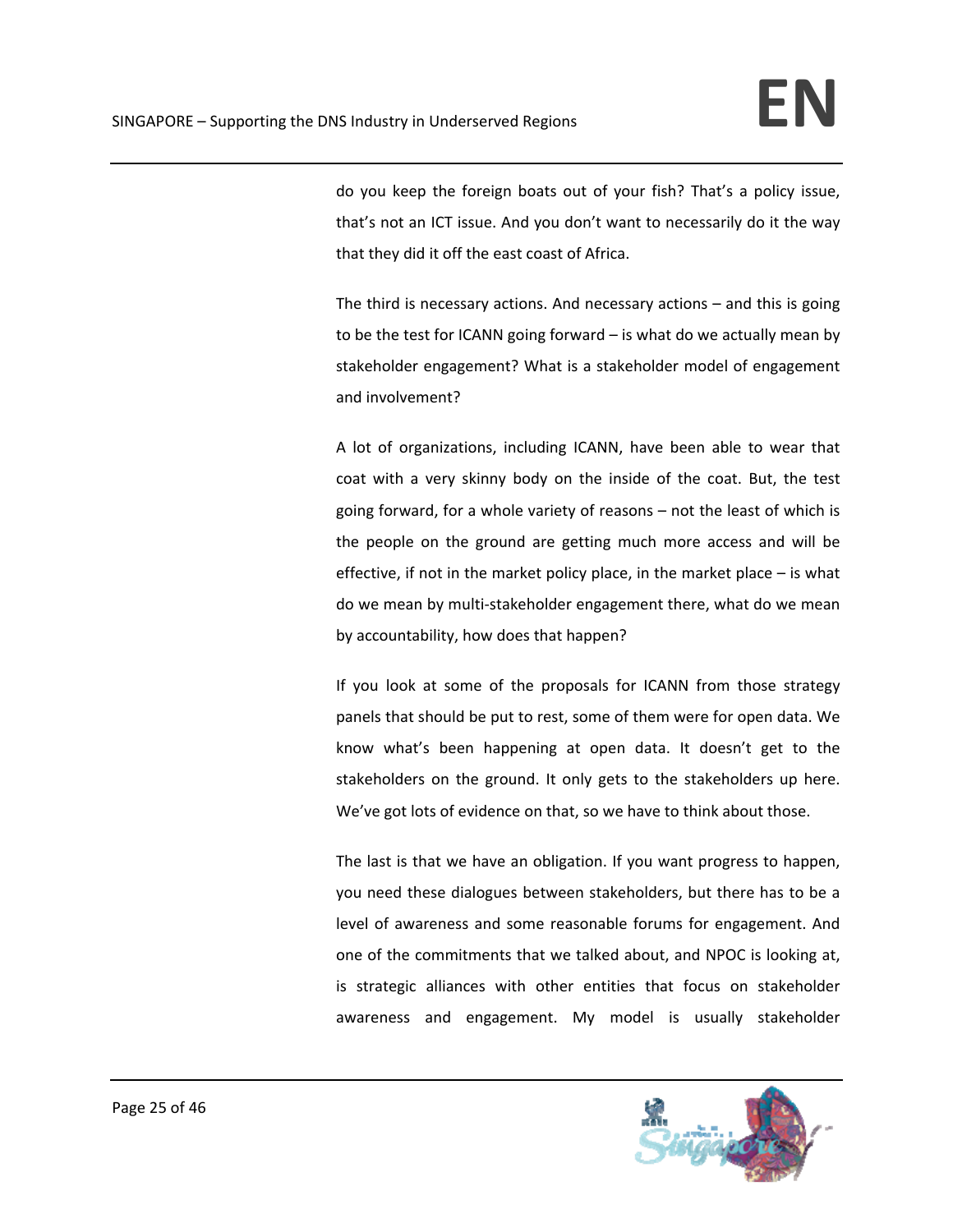do you keep the foreign boats out of your fish? That's a policy issue, that's not an ICT issue. And you don't want to necessarily do it the way that they did it off the east coast of Africa.

The third is necessary actions. And necessary actions – and this is going to be the test for ICANN going forward – is what do we actually mean by stakeholder engagement? What is a stakeholder model of engagement and involvement?

A lot of organizations, including ICANN, have been able to wear that coat with a very skinny body on the inside of the coat. But, the test going forward, for a whole variety of reasons – not the least of which is the people on the ground are getting much more access and will be effective, if not in the market policy place, in the market place – is what do we mean by multi-stakeholder engagement there, what do we mean by accountability, how does that happen?

If you look at some of the proposals for ICANN from those strategy panels that should be put to rest, some of them were for open data. We know what's been happening at open data. It doesn't get to the stakeholders on the ground. It only gets to the stakeholders up here. We've got lots of evidence on that, so we have to think about those.

The last is that we have an obligation. If you want progress to happen, you need these dialogues between stakeholders, but there has to be a level of awareness and some reasonable forums for engagement. And one of the commitments that we talked about, and NPOC is looking at, is strategic alliances with other entities that focus on stakeholder awareness and engagement. My model is usually stakeholder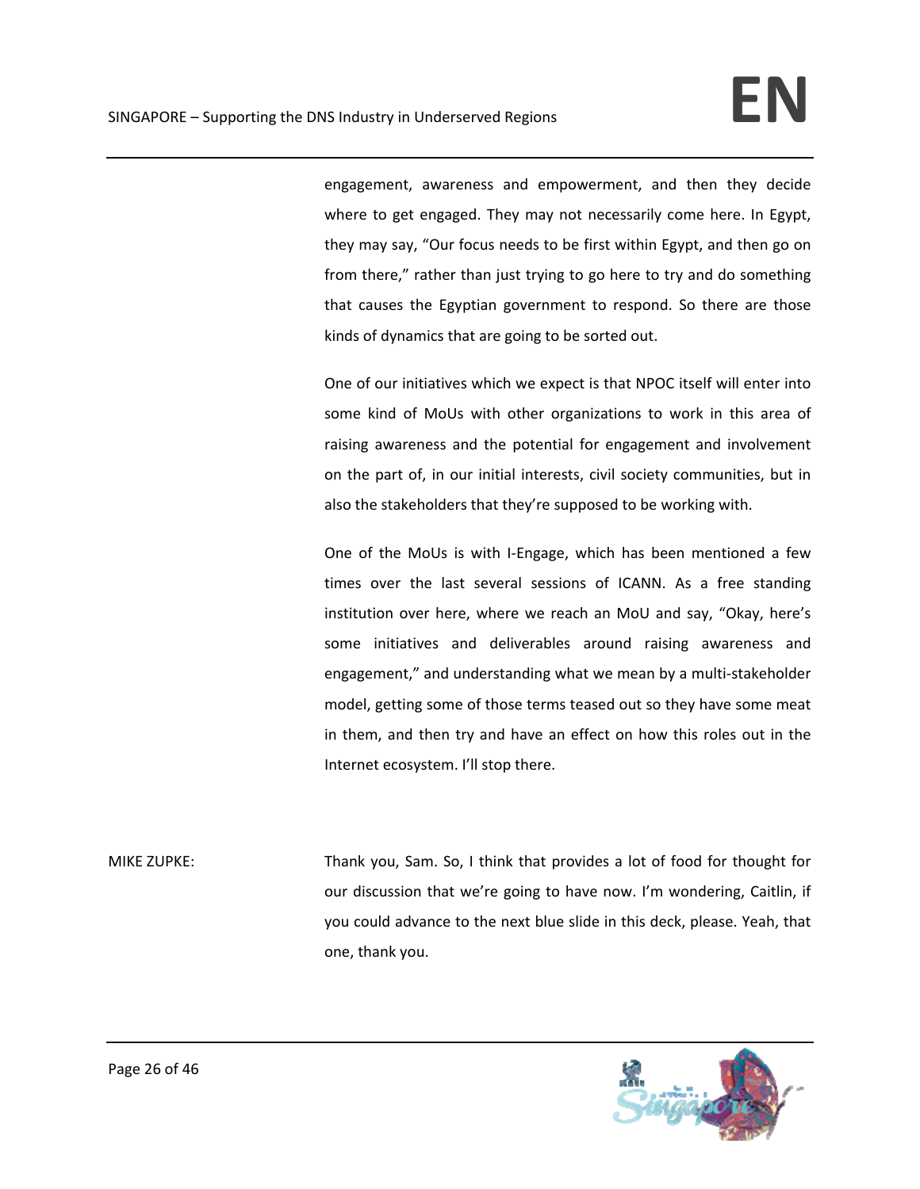engagement, awareness and empowerment, and then they decide where to get engaged. They may not necessarily come here. In Egypt, they may say, "Our focus needs to be first within Egypt, and then go on from there," rather than just trying to go here to try and do something that causes the Egyptian government to respond. So there are those kinds of dynamics that are going to be sorted out.

One of our initiatives which we expect is that NPOC itself will enter into some kind of MoUs with other organizations to work in this area of raising awareness and the potential for engagement and involvement on the part of, in our initial interests, civil society communities, but in also the stakeholders that they're supposed to be working with.

One of the MoUs is with I-Engage, which has been mentioned a few times over the last several sessions of ICANN. As a free standing institution over here, where we reach an MoU and say, "Okay, here's some initiatives and deliverables around raising awareness and engagement," and understanding what we mean by a multi-stakeholder model, getting some of those terms teased out so they have some meat in them, and then try and have an effect on how this roles out in the Internet ecosystem. I'll stop there.

MIKE ZUPKE: Thank you, Sam. So, I think that provides a lot of food for thought for our discussion that we're going to have now. I'm wondering, Caitlin, if you could advance to the next blue slide in this deck, please. Yeah, that one, thank you.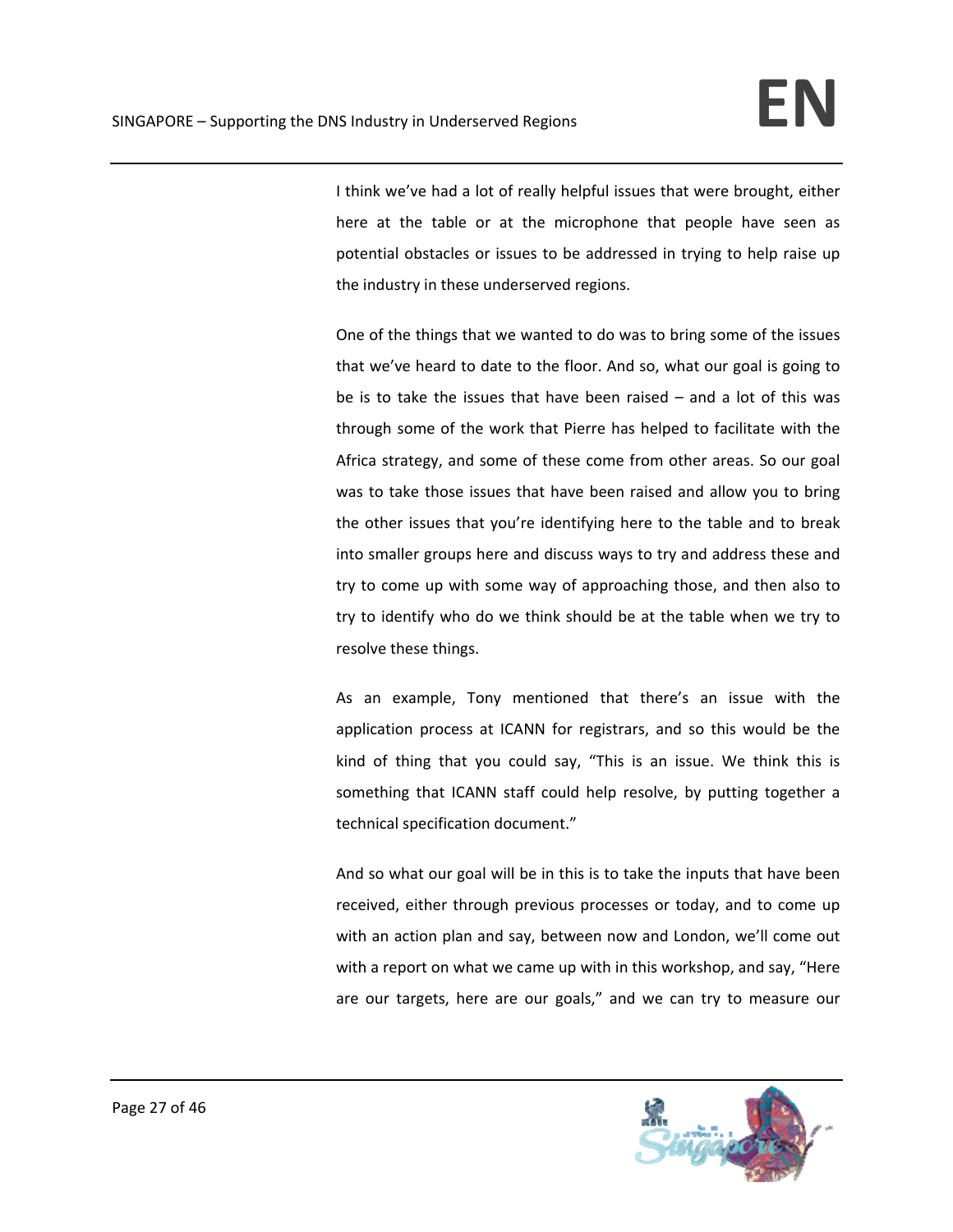I think we've had a lot of really helpful issues that were brought, either here at the table or at the microphone that people have seen as potential obstacles or issues to be addressed in trying to help raise up the industry in these underserved regions.

One of the things that we wanted to do was to bring some of the issues that we've heard to date to the floor. And so, what our goal is going to be is to take the issues that have been raised – and a lot of this was through some of the work that Pierre has helped to facilitate with the Africa strategy, and some of these come from other areas. So our goal was to take those issues that have been raised and allow you to bring the other issues that you're identifying here to the table and to break into smaller groups here and discuss ways to try and address these and try to come up with some way of approaching those, and then also to try to identify who do we think should be at the table when we try to resolve these things.

As an example, Tony mentioned that there's an issue with the application process at ICANN for registrars, and so this would be the kind of thing that you could say, "This is an issue. We think this is something that ICANN staff could help resolve, by putting together a technical specification document."

And so what our goal will be in this is to take the inputs that have been received, either through previous processes or today, and to come up with an action plan and say, between now and London, we'll come out with a report on what we came up with in this workshop, and say, "Here are our targets, here are our goals," and we can try to measure our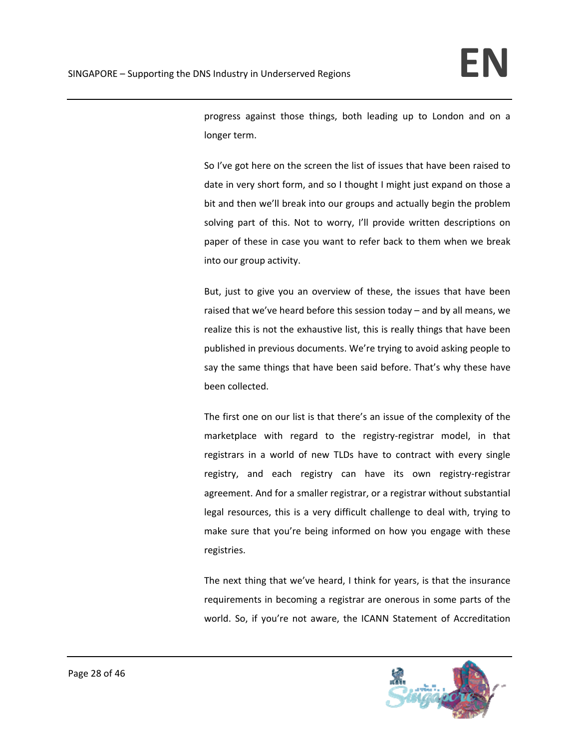progress against those things, both leading up to London and on a longer term.

So I've got here on the screen the list of issues that have been raised to date in very short form, and so I thought I might just expand on those a bit and then we'll break into our groups and actually begin the problem solving part of this. Not to worry, I'll provide written descriptions on paper of these in case you want to refer back to them when we break into our group activity.

But, just to give you an overview of these, the issues that have been raised that we've heard before this session today – and by all means, we realize this is not the exhaustive list, this is really things that have been published in previous documents. We're trying to avoid asking people to say the same things that have been said before. That's why these have been collected.

The first one on our list is that there's an issue of the complexity of the marketplace with regard to the registry-registrar model, in that registrars in a world of new TLDs have to contract with every single registry, and each registry can have its own registry-registrar agreement. And for a smaller registrar, or a registrar without substantial legal resources, this is a very difficult challenge to deal with, trying to make sure that you're being informed on how you engage with these registries.

The next thing that we've heard, I think for years, is that the insurance requirements in becoming a registrar are onerous in some parts of the world. So, if you're not aware, the ICANN Statement of Accreditation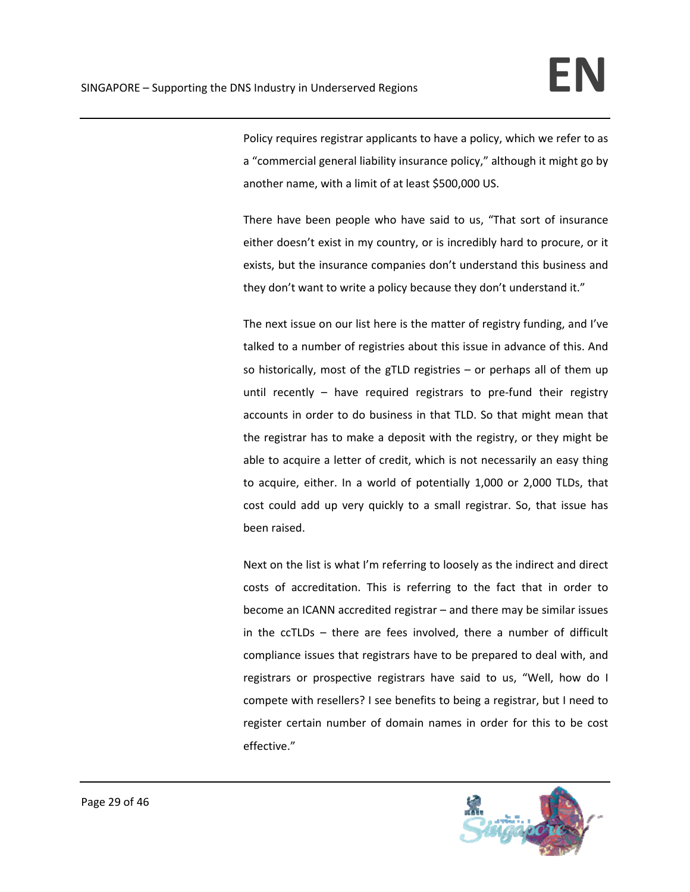Policy requires registrar applicants to have a policy, which we refer to as a "commercial general liability insurance policy," although it might go by another name, with a limit of at least $500,000 US.

There have been people who have said to us, "That sort of insurance either doesn't exist in my country, or is incredibly hard to procure, or it exists, but the insurance companies don't understand this business and they don't want to write a policy because they don't understand it."

The next issue on our list here is the matter of registry funding, and I've talked to a number of registries about this issue in advance of this. And so historically, most of the gTLD registries – or perhaps all of them up until recently – have required registrars to pre-fund their registry accounts in order to do business in that TLD. So that might mean that the registrar has to make a deposit with the registry, or they might be able to acquire a letter of credit, which is not necessarily an easy thing to acquire, either. In a world of potentially 1,000 or 2,000 TLDs, that cost could add up very quickly to a small registrar. So, that issue has been raised.

Next on the list is what I'm referring to loosely as the indirect and direct costs of accreditation. This is referring to the fact that in order to become an ICANN accredited registrar – and there may be similar issues in the ccTLDs – there are fees involved, there a number of difficult compliance issues that registrars have to be prepared to deal with, and registrars or prospective registrars have said to us, "Well, how do I compete with resellers? I see benefits to being a registrar, but I need to register certain number of domain names in order for this to be cost effective."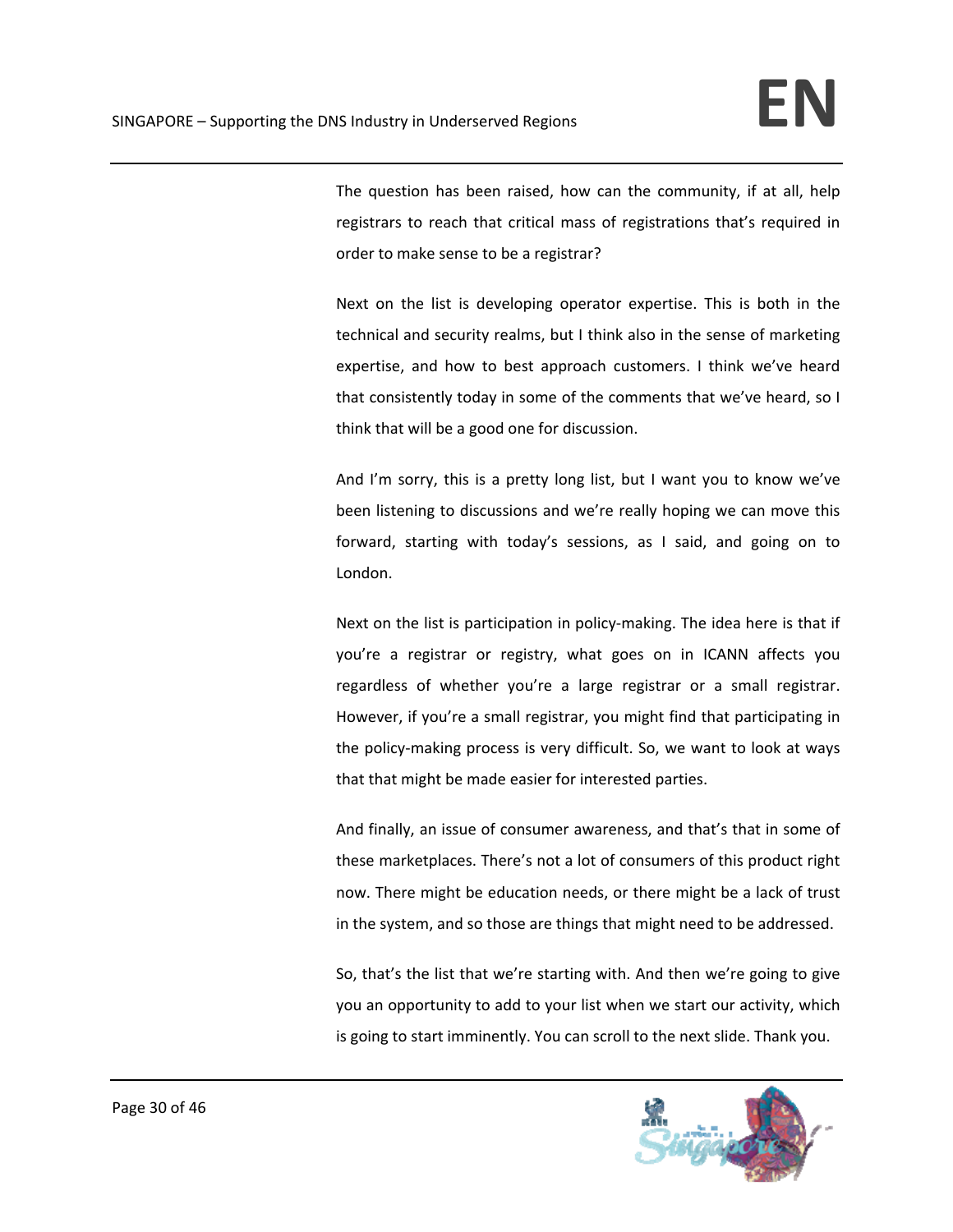The question has been raised, how can the community, if at all, help registrars to reach that critical mass of registrations that's required in order to make sense to be a registrar?

Next on the list is developing operator expertise. This is both in the technical and security realms, but I think also in the sense of marketing expertise, and how to best approach customers. I think we've heard that consistently today in some of the comments that we've heard, so I think that will be a good one for discussion.

And I'm sorry, this is a pretty long list, but I want you to know we've been listening to discussions and we're really hoping we can move this forward, starting with today's sessions, as I said, and going on to London.

Next on the list is participation in policy-making. The idea here is that if you're a registrar or registry, what goes on in ICANN affects you regardless of whether you're a large registrar or a small registrar. However, if you're a small registrar, you might find that participating in the policy-making process is very difficult. So, we want to look at ways that that might be made easier for interested parties.

And finally, an issue of consumer awareness, and that's that in some of these marketplaces. There's not a lot of consumers of this product right now. There might be education needs, or there might be a lack of trust in the system, and so those are things that might need to be addressed.

So, that's the list that we're starting with. And then we're going to give you an opportunity to add to your list when we start our activity, which is going to start imminently. You can scroll to the next slide. Thank you.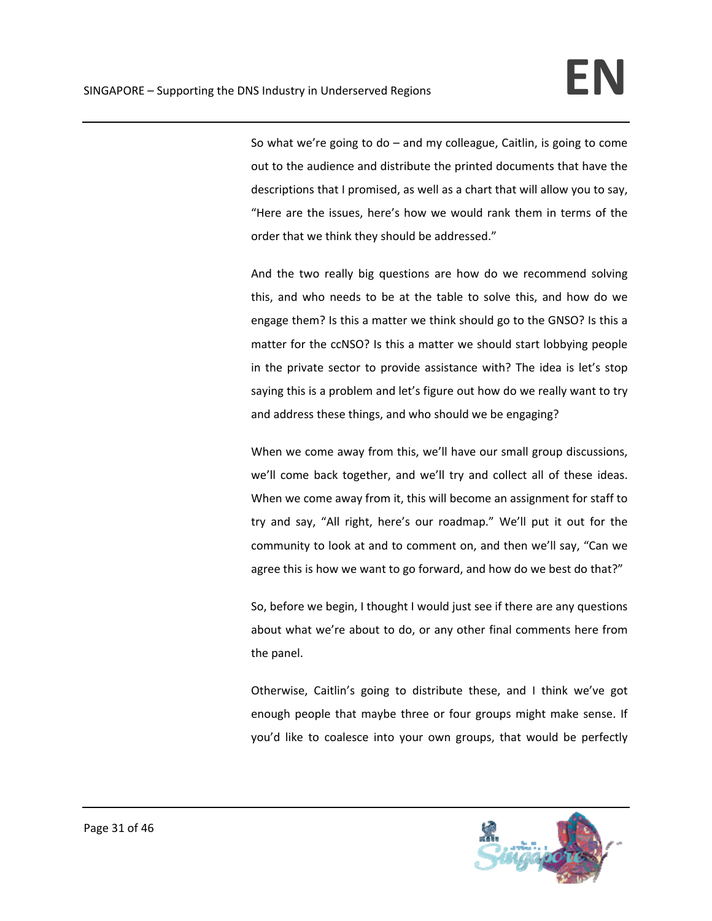So what we're going to do – and my colleague, Caitlin, is going to come out to the audience and distribute the printed documents that have the descriptions that I promised, as well as a chart that will allow you to say, "Here are the issues, here's how we would rank them in terms of the order that we think they should be addressed."

And the two really big questions are how do we recommend solving this, and who needs to be at the table to solve this, and how do we engage them? Is this a matter we think should go to the GNSO? Is this a matter for the ccNSO? Is this a matter we should start lobbying people in the private sector to provide assistance with? The idea is let's stop saying this is a problem and let's figure out how do we really want to try and address these things, and who should we be engaging?

When we come away from this, we'll have our small group discussions, we'll come back together, and we'll try and collect all of these ideas. When we come away from it, this will become an assignment for staff to try and say, "All right, here's our roadmap." We'll put it out for the community to look at and to comment on, and then we'll say, "Can we agree this is how we want to go forward, and how do we best do that?"

So, before we begin, I thought I would just see if there are any questions about what we're about to do, or any other final comments here from the panel.

Otherwise, Caitlin's going to distribute these, and I think we've got enough people that maybe three or four groups might make sense. If you'd like to coalesce into your own groups, that would be perfectly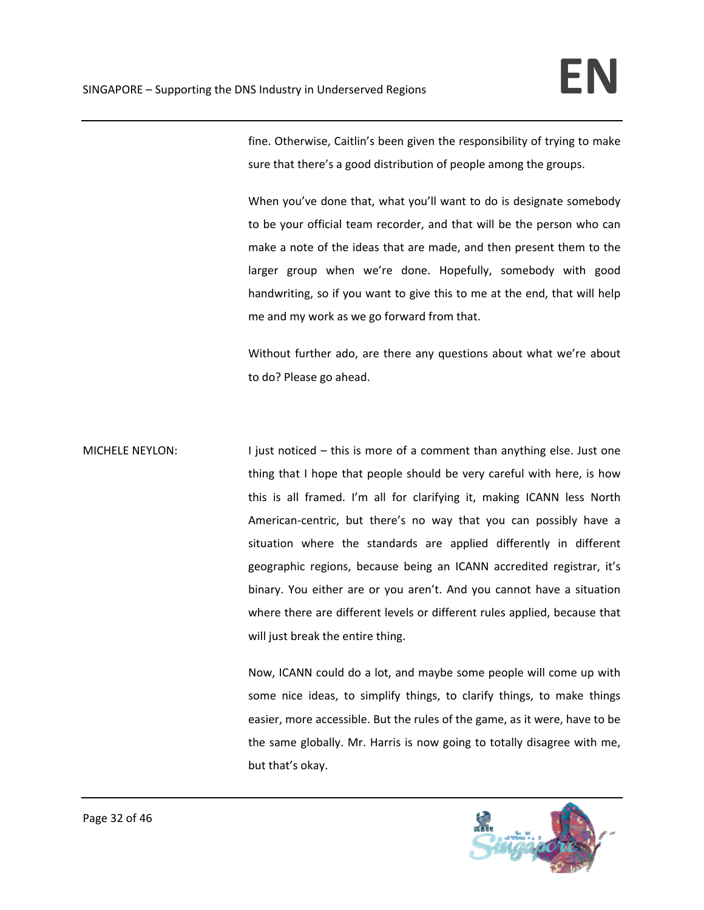fine. Otherwise, Caitlin's been given the responsibility of trying to make sure that there's a good distribution of people among the groups.

When you've done that, what you'll want to do is designate somebody to be your official team recorder, and that will be the person who can make a note of the ideas that are made, and then present them to the larger group when we're done. Hopefully, somebody with good handwriting, so if you want to give this to me at the end, that will help me and my work as we go forward from that.

Without further ado, are there any questions about what we're about to do? Please go ahead.

MICHELE NEYLON: I just noticed – this is more of a comment than anything else. Just one thing that I hope that people should be very careful with here, is how this is all framed. I'm all for clarifying it, making ICANN less North American-centric, but there's no way that you can possibly have a situation where the standards are applied differently in different geographic regions, because being an ICANN accredited registrar, it's binary. You either are or you aren't. And you cannot have a situation where there are different levels or different rules applied, because that will just break the entire thing.

Now, ICANN could do a lot, and maybe some people will come up with some nice ideas, to simplify things, to clarify things, to make things easier, more accessible. But the rules of the game, as it were, have to be the same globally. Mr. Harris is now going to totally disagree with me, but that's okay.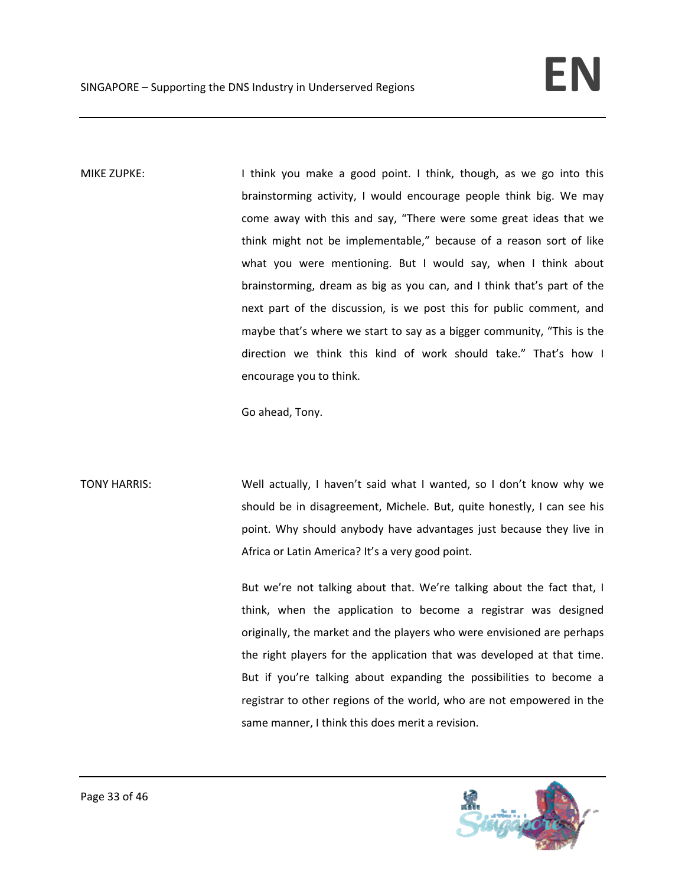MIKE ZUPKE: I think you make a good point. I think, though, as we go into this brainstorming activity, I would encourage people think big. We may come away with this and say, "There were some great ideas that we think might not be implementable," because of a reason sort of like what you were mentioning. But I would say, when I think about brainstorming, dream as big as you can, and I think that's part of the next part of the discussion, is we post this for public comment, and maybe that's where we start to say as a bigger community, "This is the direction we think this kind of work should take." That's how I encourage you to think.

Go ahead, Tony.

TONY HARRIS: Well actually, I haven't said what I wanted, so I don't know why we should be in disagreement, Michele. But, quite honestly, I can see his point. Why should anybody have advantages just because they live in Africa or Latin America? It's a very good point.

But we're not talking about that. We're talking about the fact that, I think, when the application to become a registrar was designed originally, the market and the players who were envisioned are perhaps the right players for the application that was developed at that time. But if you're talking about expanding the possibilities to become a registrar to other regions of the world, who are not empowered in the same manner, I think this does merit a revision.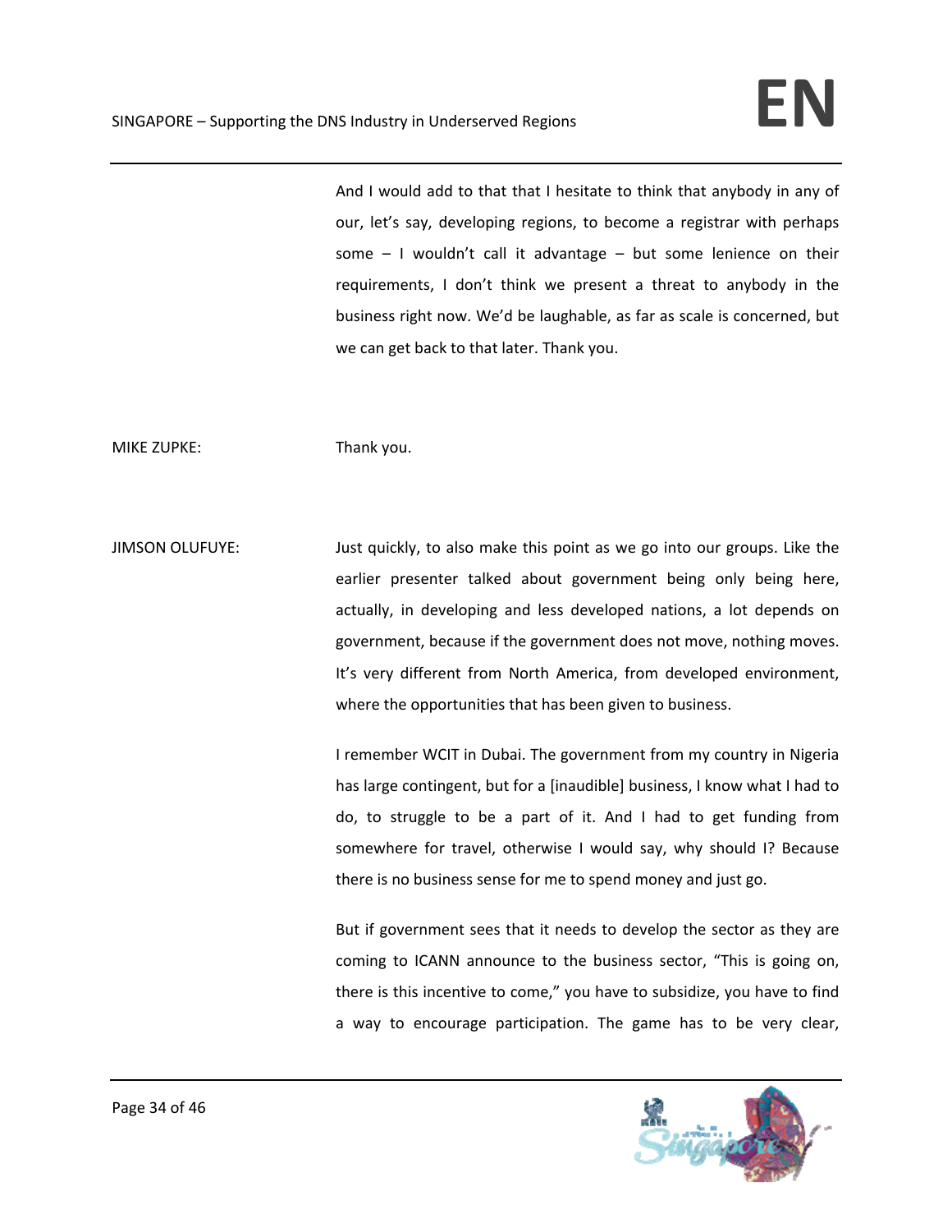And I would add to that that I hesitate to think that anybody in any of our, let's say, developing regions, to become a registrar with perhaps some – I wouldn't call it advantage – but some lenience on their requirements, I don't think we present a threat to anybody in the business right now. We'd be laughable, as far as scale is concerned, but we can get back to that later. Thank you.

MIKE ZUPKE: Thank you.

JIMSON OLUFUYE: Just quickly, to also make this point as we go into our groups. Like the earlier presenter talked about government being only being here, actually, in developing and less developed nations, a lot depends on government, because if the government does not move, nothing moves. It's very different from North America, from developed environment, where the opportunities that has been given to business.

I remember WCIT in Dubai. The government from my country in Nigeria has large contingent, but for a [inaudible] business, I know what I had to do, to struggle to be a part of it. And I had to get funding from somewhere for travel, otherwise I would say, why should I? Because there is no business sense for me to spend money and just go.

But if government sees that it needs to develop the sector as they are coming to ICANN announce to the business sector, "This is going on, there is this incentive to come," you have to subsidize, you have to find a way to encourage participation. The game has to be very clear,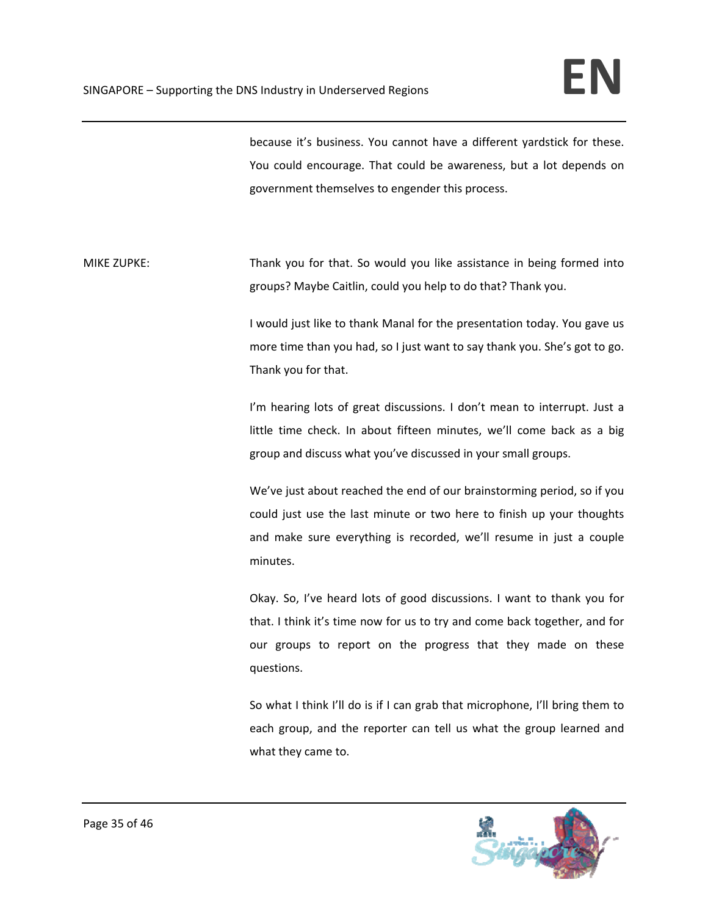because it's business. You cannot have a different yardstick for these. You could encourage. That could be awareness, but a lot depends on government themselves to engender this process.

MIKE ZUPKE: Thank you for that. So would you like assistance in being formed into groups? Maybe Caitlin, could you help to do that? Thank you.

I would just like to thank Manal for the presentation today. You gave us more time than you had, so I just want to say thank you. She's got to go. Thank you for that.

I'm hearing lots of great discussions. I don't mean to interrupt. Just a little time check. In about fifteen minutes, we'll come back as a big group and discuss what you've discussed in your small groups.

We've just about reached the end of our brainstorming period, so if you could just use the last minute or two here to finish up your thoughts and make sure everything is recorded, we'll resume in just a couple minutes.

Okay. So, I've heard lots of good discussions. I want to thank you for that. I think it's time now for us to try and come back together, and for our groups to report on the progress that they made on these questions.

So what I think I'll do is if I can grab that microphone, I'll bring them to each group, and the reporter can tell us what the group learned and what they came to.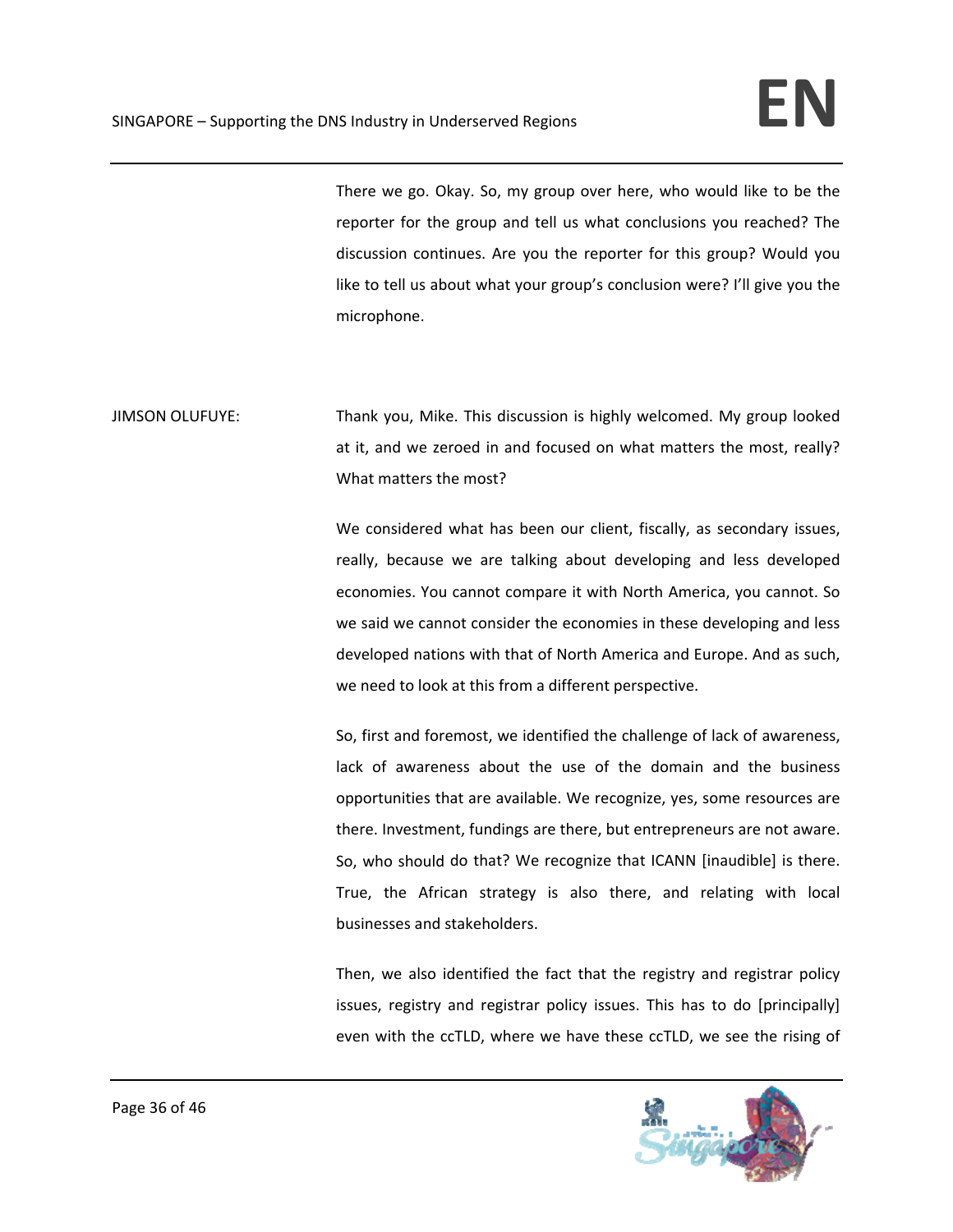There we go. Okay. So, my group over here, who would like to be the reporter for the group and tell us what conclusions you reached? The discussion continues. Are you the reporter for this group? Would you like to tell us about what your group's conclusion were? I'll give you the microphone.

JIMSON OLUFUYE: Thank you, Mike. This discussion is highly welcomed. My group looked at it, and we zeroed in and focused on what matters the most, really? What matters the most?

We considered what has been our client, fiscally, as secondary issues, really, because we are talking about developing and less developed economies. You cannot compare it with North America, you cannot. So we said we cannot consider the economies in these developing and less developed nations with that of North America and Europe. And as such, we need to look at this from a different perspective.

So, first and foremost, we identified the challenge of lack of awareness, lack of awareness about the use of the domain and the business opportunities that are available. We recognize, yes, some resources are there. Investment, fundings are there, but entrepreneurs are not aware. So, who should do that? We recognize that ICANN [inaudible] is there. True, the African strategy is also there, and relating with local businesses and stakeholders.

Then, we also identified the fact that the registry and registrar policy issues, registry and registrar policy issues. This has to do [principally] even with the ccTLD, where we have these ccTLD, we see the rising of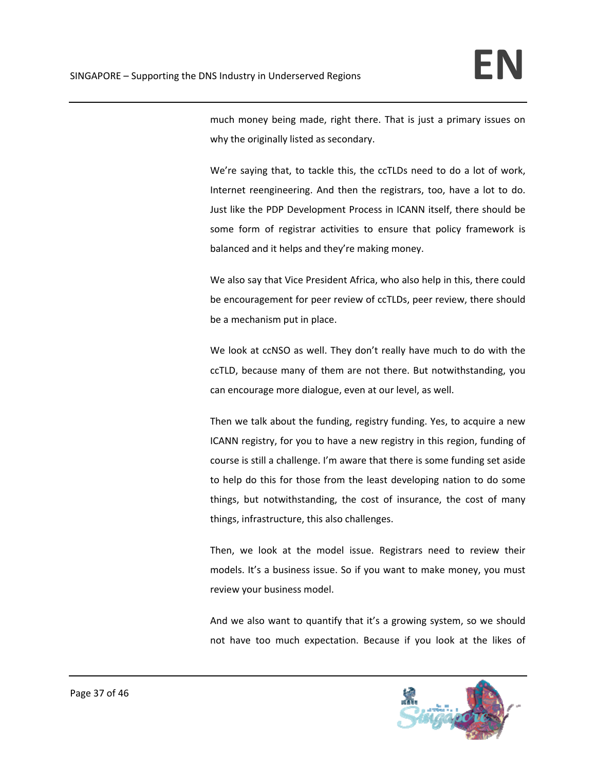much money being made, right there. That is just a primary issues on why the originally listed as secondary.

We're saying that, to tackle this, the ccTLDs need to do a lot of work, Internet reengineering. And then the registrars, too, have a lot to do. Just like the PDP Development Process in ICANN itself, there should be some form of registrar activities to ensure that policy framework is balanced and it helps and they're making money.

We also say that Vice President Africa, who also help in this, there could be encouragement for peer review of ccTLDs, peer review, there should be a mechanism put in place.

We look at ccNSO as well. They don't really have much to do with the ccTLD, because many of them are not there. But notwithstanding, you can encourage more dialogue, even at our level, as well.

Then we talk about the funding, registry funding. Yes, to acquire a new ICANN registry, for you to have a new registry in this region, funding of course is still a challenge. I'm aware that there is some funding set aside to help do this for those from the least developing nation to do some things, but notwithstanding, the cost of insurance, the cost of many things, infrastructure, this also challenges.

Then, we look at the model issue. Registrars need to review their models. It's a business issue. So if you want to make money, you must review your business model.

And we also want to quantify that it's a growing system, so we should not have too much expectation. Because if you look at the likes of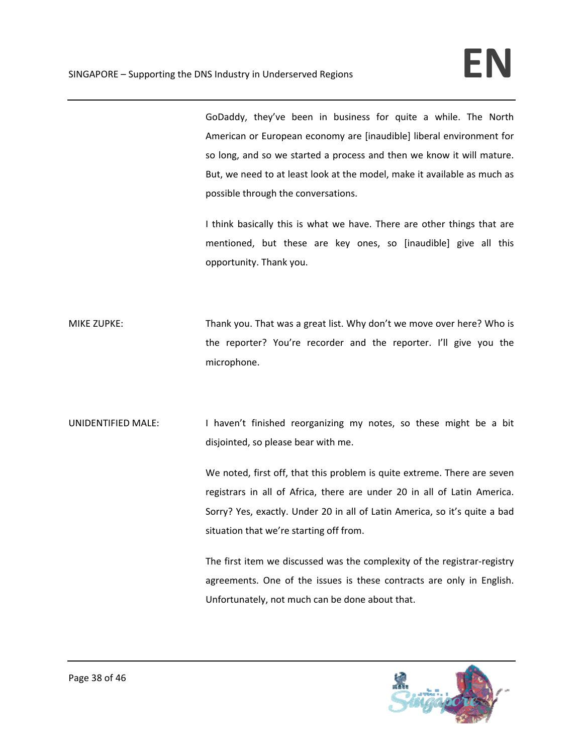GoDaddy, they've been in business for quite a while. The North American or European economy are [inaudible] liberal environment for so long, and so we started a process and then we know it will mature. But, we need to at least look at the model, make it available as much as possible through the conversations.

I think basically this is what we have. There are other things that are mentioned, but these are key ones, so [inaudible] give all this opportunity. Thank you.

MIKE ZUPKE: Thank you. That was a great list. Why don't we move over here? Who is the reporter? You're recorder and the reporter. I'll give you the microphone.

UNIDENTIFIED MALE: I haven't finished reorganizing my notes, so these might be a bit disjointed, so please bear with me.

We noted, first off, that this problem is quite extreme. There are seven registrars in all of Africa, there are under 20 in all of Latin America. Sorry? Yes, exactly. Under 20 in all of Latin America, so it's quite a bad situation that we're starting off from.

The first item we discussed was the complexity of the registrar-registry agreements. One of the issues is these contracts are only in English. Unfortunately, not much can be done about that.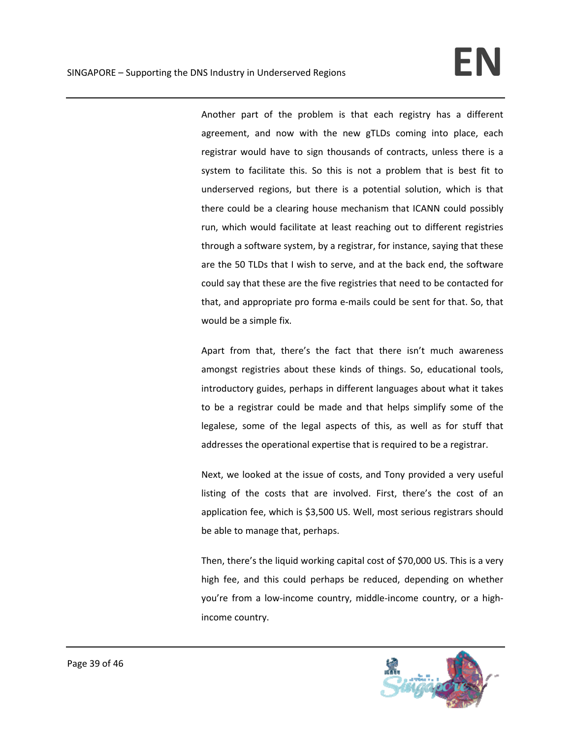Another part of the problem is that each registry has a different agreement, and now with the new gTLDs coming into place, each registrar would have to sign thousands of contracts, unless there is a system to facilitate this. So this is not a problem that is best fit to underserved regions, but there is a potential solution, which is that there could be a clearing house mechanism that ICANN could possibly run, which would facilitate at least reaching out to different registries through a software system, by a registrar, for instance, saying that these are the 50 TLDs that I wish to serve, and at the back end, the software could say that these are the five registries that need to be contacted for that, and appropriate pro forma e-mails could be sent for that. So, that would be a simple fix.

Apart from that, there's the fact that there isn't much awareness amongst registries about these kinds of things. So, educational tools, introductory guides, perhaps in different languages about what it takes to be a registrar could be made and that helps simplify some of the legalese, some of the legal aspects of this, as well as for stuff that addresses the operational expertise that is required to be a registrar.

Next, we looked at the issue of costs, and Tony provided a very useful listing of the costs that are involved. First, there's the cost of an application fee, which is $3,500 US. Well, most serious registrars should be able to manage that, perhaps.

Then, there's the liquid working capital cost of $70,000 US. This is a very high fee, and this could perhaps be reduced, depending on whether you're from a low-income country, middle-income country, or a high-income country.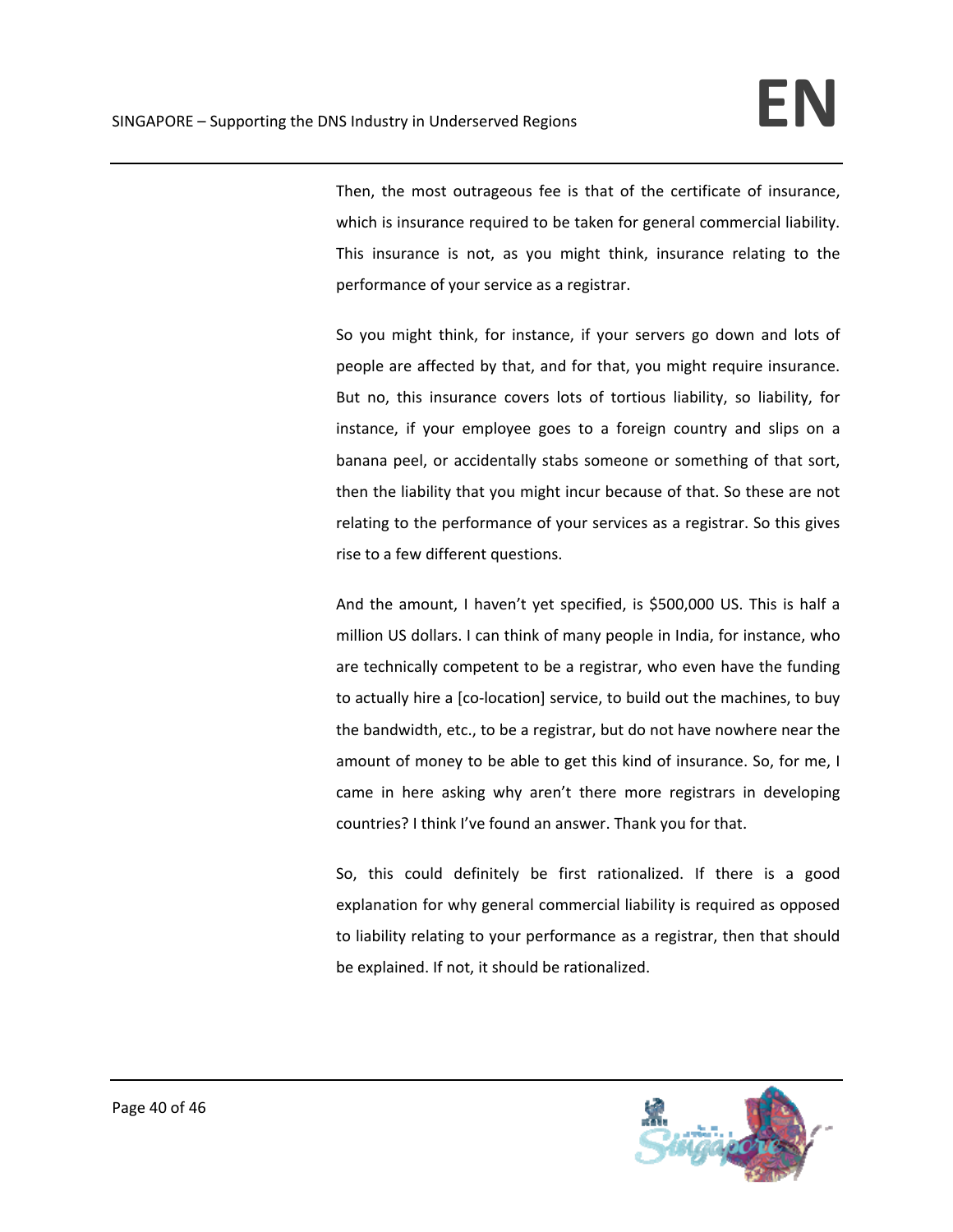Then, the most outrageous fee is that of the certificate of insurance, which is insurance required to be taken for general commercial liability. This insurance is not, as you might think, insurance relating to the performance of your service as a registrar.

So you might think, for instance, if your servers go down and lots of people are affected by that, and for that, you might require insurance. But no, this insurance covers lots of tortious liability, so liability, for instance, if your employee goes to a foreign country and slips on a banana peel, or accidentally stabs someone or something of that sort, then the liability that you might incur because of that. So these are not relating to the performance of your services as a registrar. So this gives rise to a few different questions.

And the amount, I haven't yet specified, is $500,000 US. This is half a million US dollars. I can think of many people in India, for instance, who are technically competent to be a registrar, who even have the funding to actually hire a [co-location] service, to build out the machines, to buy the bandwidth, etc., to be a registrar, but do not have nowhere near the amount of money to be able to get this kind of insurance. So, for me, I came in here asking why aren't there more registrars in developing countries? I think I've found an answer. Thank you for that.

So, this could definitely be first rationalized. If there is a good explanation for why general commercial liability is required as opposed to liability relating to your performance as a registrar, then that should be explained. If not, it should be rationalized.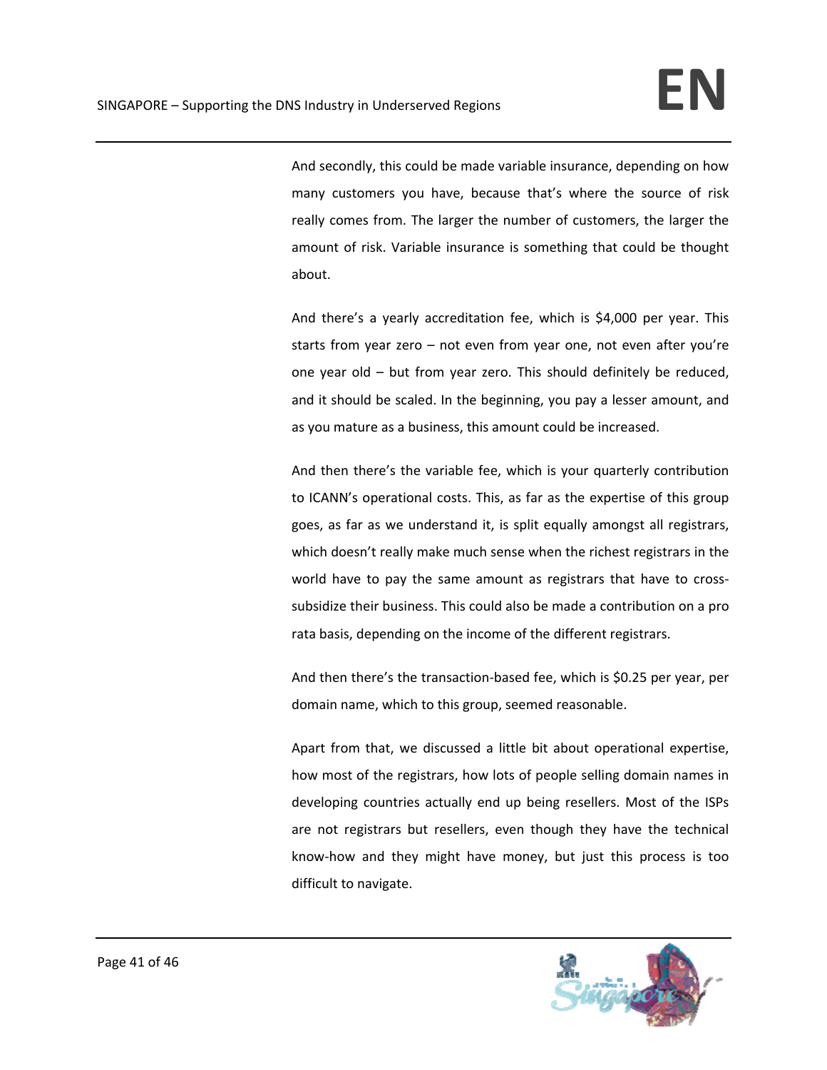And secondly, this could be made variable insurance, depending on how many customers you have, because that's where the source of risk really comes from. The larger the number of customers, the larger the amount of risk. Variable insurance is something that could be thought about.

And there's a yearly accreditation fee, which is $4,000 per year. This starts from year zero – not even from year one, not even after you're one year old – but from year zero. This should definitely be reduced, and it should be scaled. In the beginning, you pay a lesser amount, and as you mature as a business, this amount could be increased.

And then there's the variable fee, which is your quarterly contribution to ICANN's operational costs. This, as far as the expertise of this group goes, as far as we understand it, is split equally amongst all registrars, which doesn't really make much sense when the richest registrars in the world have to pay the same amount as registrars that have to cross-subsidize their business. This could also be made a contribution on a pro rata basis, depending on the income of the different registrars.

And then there's the transaction-based fee, which is $0.25 per year, per domain name, which to this group, seemed reasonable.

Apart from that, we discussed a little bit about operational expertise, how most of the registrars, how lots of people selling domain names in developing countries actually end up being resellers. Most of the ISPs are not registrars but resellers, even though they have the technical know-how and they might have money, but just this process is too difficult to navigate.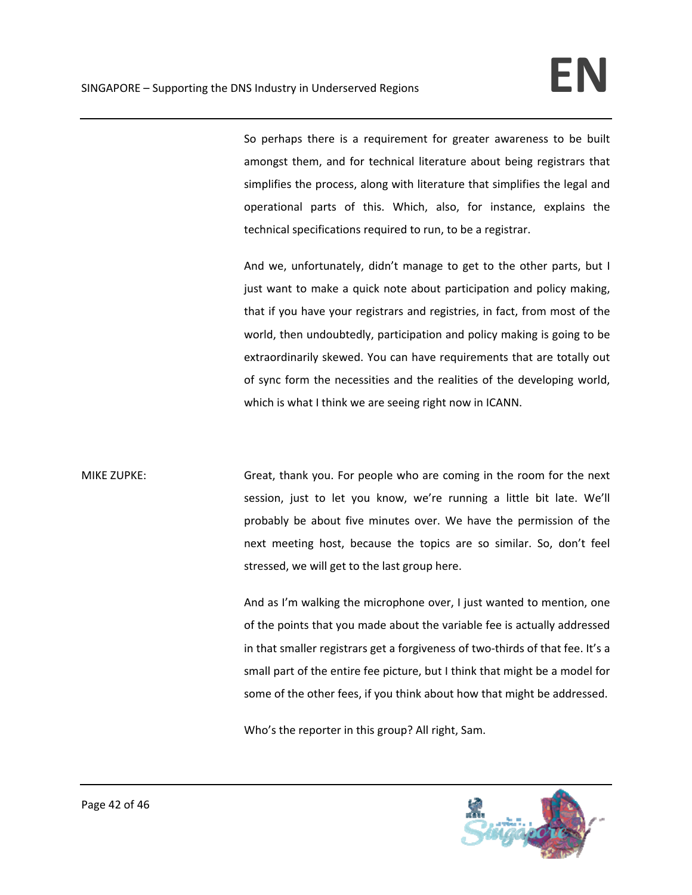So perhaps there is a requirement for greater awareness to be built amongst them, and for technical literature about being registrars that simplifies the process, along with literature that simplifies the legal and operational parts of this. Which, also, for instance, explains the technical specifications required to run, to be a registrar.

And we, unfortunately, didn't manage to get to the other parts, but I just want to make a quick note about participation and policy making, that if you have your registrars and registries, in fact, from most of the world, then undoubtedly, participation and policy making is going to be extraordinarily skewed. You can have requirements that are totally out of sync form the necessities and the realities of the developing world, which is what I think we are seeing right now in ICANN.

MIKE ZUPKE: Great, thank you. For people who are coming in the room for the next session, just to let you know, we're running a little bit late. We'll probably be about five minutes over. We have the permission of the next meeting host, because the topics are so similar. So, don't feel stressed, we will get to the last group here.

And as I'm walking the microphone over, I just wanted to mention, one of the points that you made about the variable fee is actually addressed in that smaller registrars get a forgiveness of two-thirds of that fee. It's a small part of the entire fee picture, but I think that might be a model for some of the other fees, if you think about how that might be addressed.

Who's the reporter in this group? All right, Sam.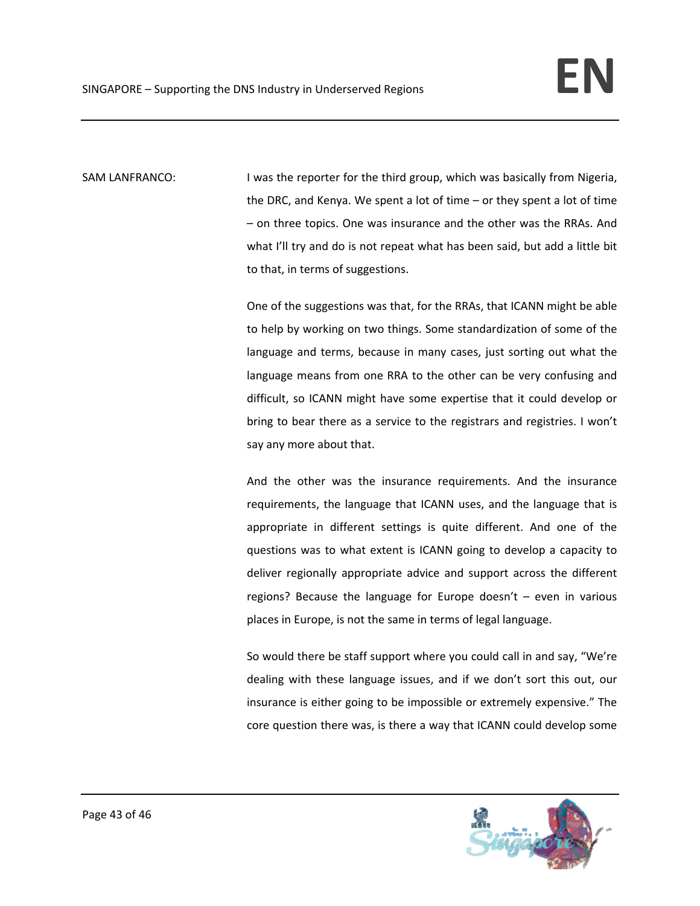SAM LANFRANCO: I was the reporter for the third group, which was basically from Nigeria, the DRC, and Kenya. We spent a lot of time – or they spent a lot of time – on three topics. One was insurance and the other was the RRAs. And what I'll try and do is not repeat what has been said, but add a little bit to that, in terms of suggestions.

One of the suggestions was that, for the RRAs, that ICANN might be able to help by working on two things. Some standardization of some of the language and terms, because in many cases, just sorting out what the language means from one RRA to the other can be very confusing and difficult, so ICANN might have some expertise that it could develop or bring to bear there as a service to the registrars and registries. I won't say any more about that.

And the other was the insurance requirements. And the insurance requirements, the language that ICANN uses, and the language that is appropriate in different settings is quite different. And one of the questions was to what extent is ICANN going to develop a capacity to deliver regionally appropriate advice and support across the different regions? Because the language for Europe doesn't – even in various places in Europe, is not the same in terms of legal language.

So would there be staff support where you could call in and say, "We're dealing with these language issues, and if we don't sort this out, our insurance is either going to be impossible or extremely expensive." The core question there was, is there a way that ICANN could develop some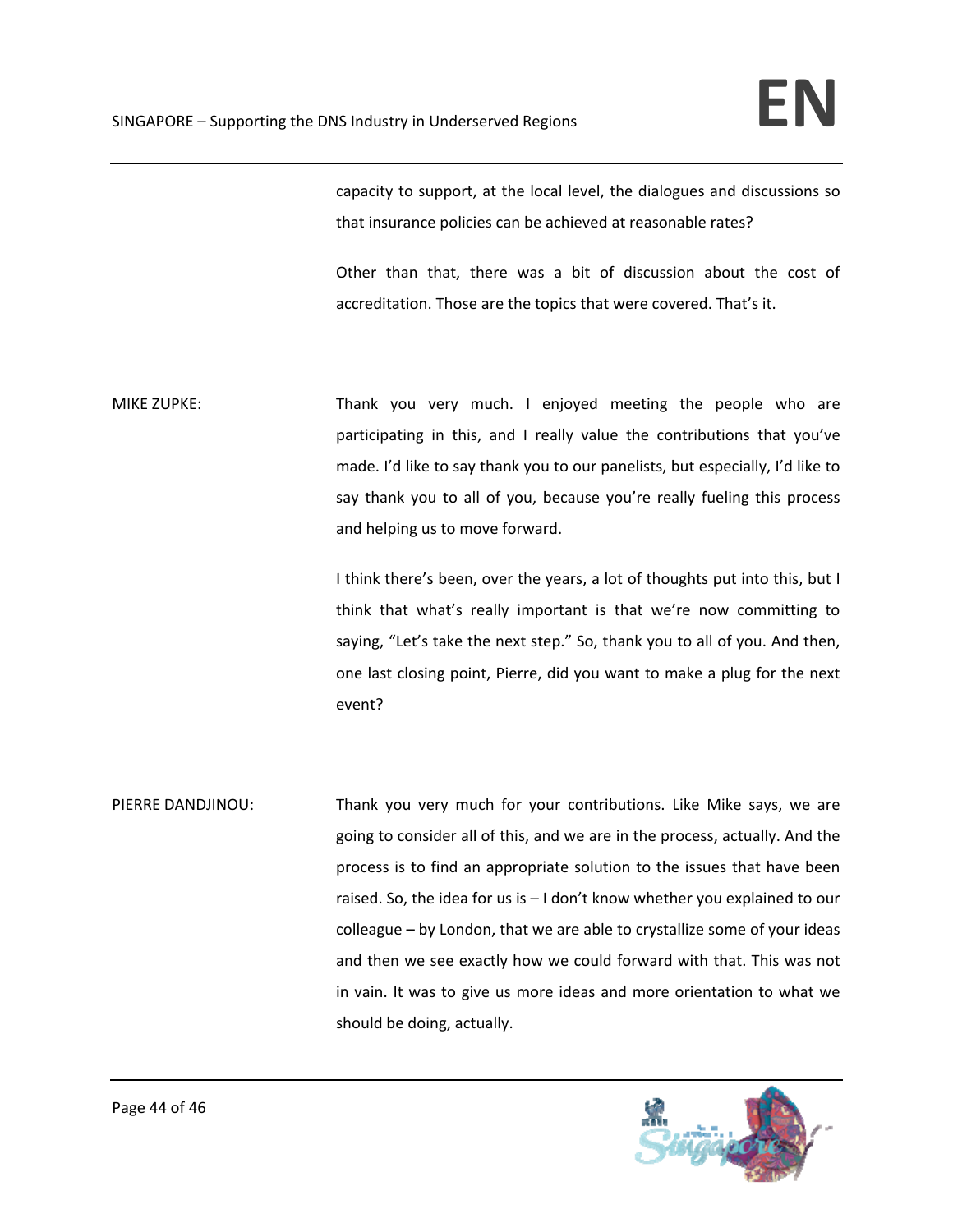capacity to support, at the local level, the dialogues and discussions so that insurance policies can be achieved at reasonable rates?

Other than that, there was a bit of discussion about the cost of accreditation. Those are the topics that were covered. That's it.

MIKE ZUPKE: Thank you very much. I enjoyed meeting the people who are participating in this, and I really value the contributions that you've made. I'd like to say thank you to our panelists, but especially, I'd like to say thank you to all of you, because you're really fueling this process and helping us to move forward.

I think there's been, over the years, a lot of thoughts put into this, but I think that what's really important is that we're now committing to saying, "Let's take the next step." So, thank you to all of you. And then, one last closing point, Pierre, did you want to make a plug for the next event?

PIERRE DANDJINOU: Thank you very much for your contributions. Like Mike says, we are going to consider all of this, and we are in the process, actually. And the process is to find an appropriate solution to the issues that have been raised. So, the idea for us is – I don't know whether you explained to our colleague – by London, that we are able to crystallize some of your ideas and then we see exactly how we could forward with that. This was not in vain. It was to give us more ideas and more orientation to what we should be doing, actually.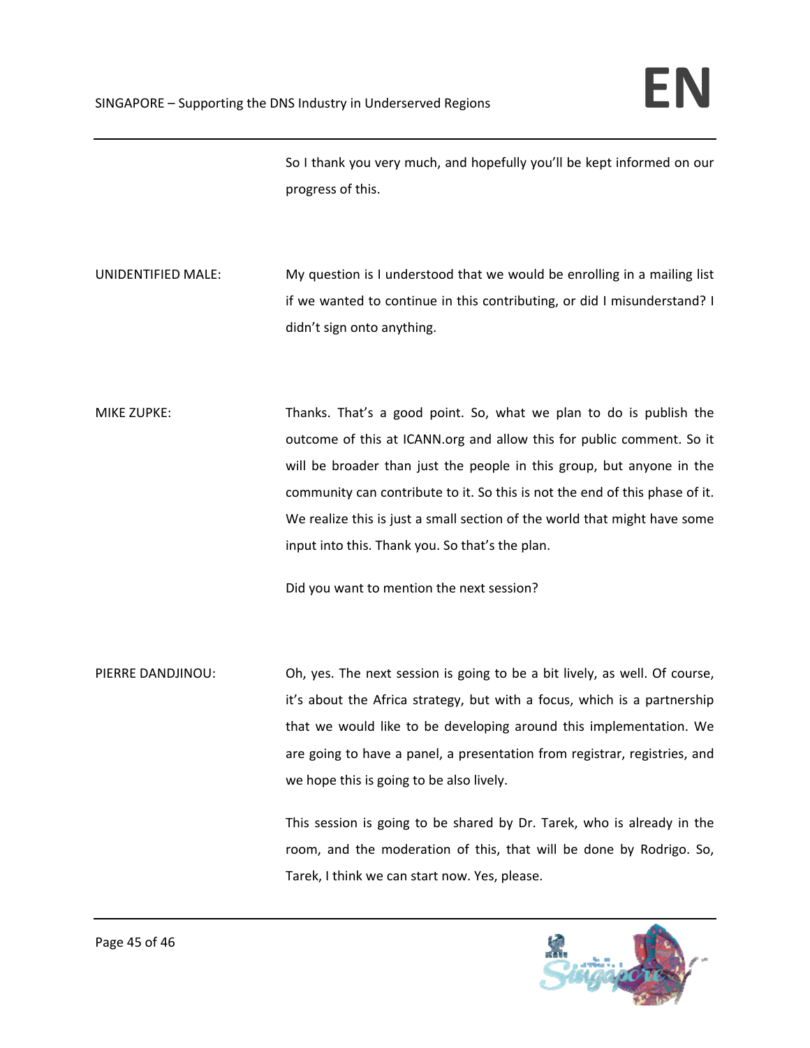So I thank you very much, and hopefully you'll be kept informed on our progress of this.

UNIDENTIFIED MALE: My question is I understood that we would be enrolling in a mailing list if we wanted to continue in this contributing, or did I misunderstand? I didn't sign onto anything.

MIKE ZUPKE: Thanks. That's a good point. So, what we plan to do is publish the outcome of this at ICANN.org and allow this for public comment. So it will be broader than just the people in this group, but anyone in the community can contribute to it. So this is not the end of this phase of it. We realize this is just a small section of the world that might have some input into this. Thank you. So that's the plan.

Did you want to mention the next session?

PIERRE DANDJINOU: Oh, yes. The next session is going to be a bit lively, as well. Of course, it's about the Africa strategy, but with a focus, which is a partnership that we would like to be developing around this implementation. We are going to have a panel, a presentation from registrar, registries, and we hope this is going to be also lively.

This session is going to be shared by Dr. Tarek, who is already in the room, and the moderation of this, that will be done by Rodrigo. So, Tarek, I think we can start now. Yes, please.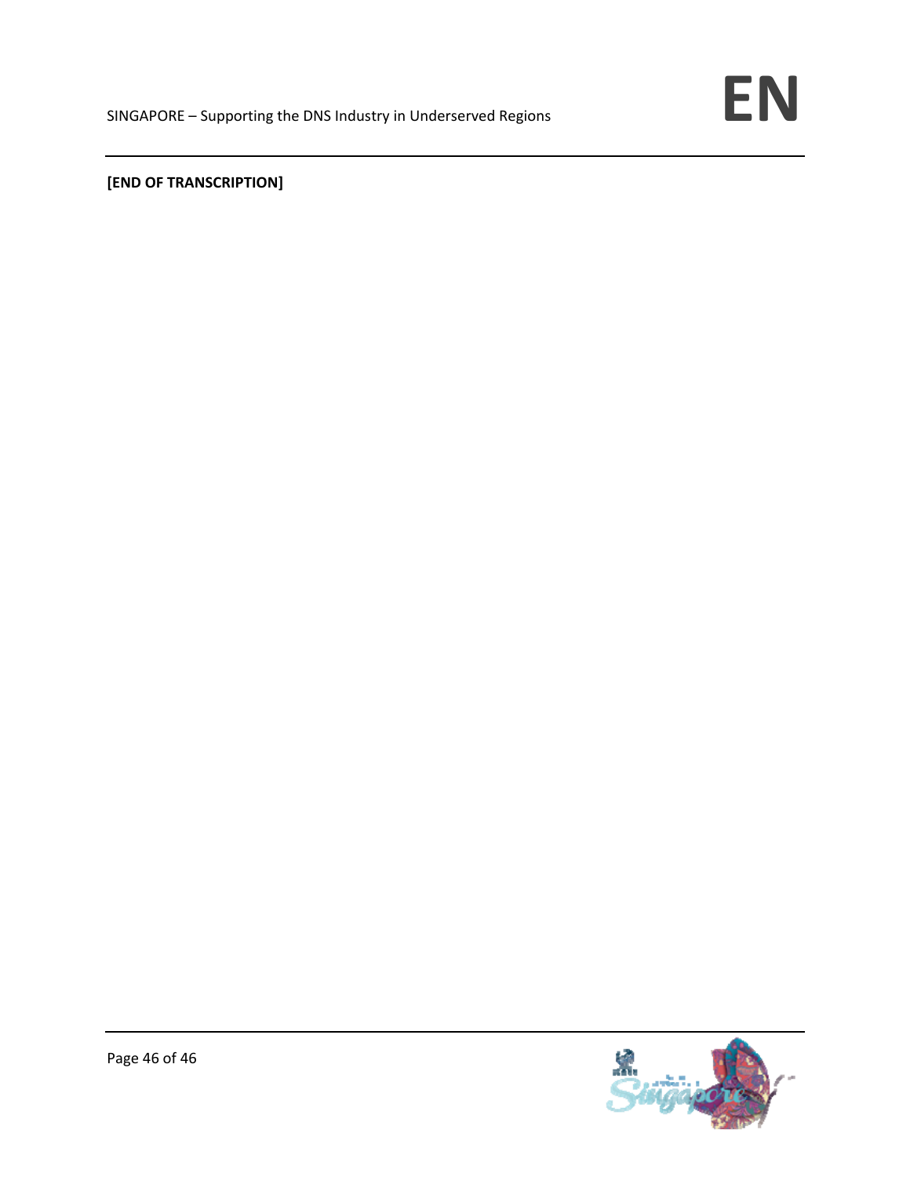**[END OF TRANSCRIPTION]**